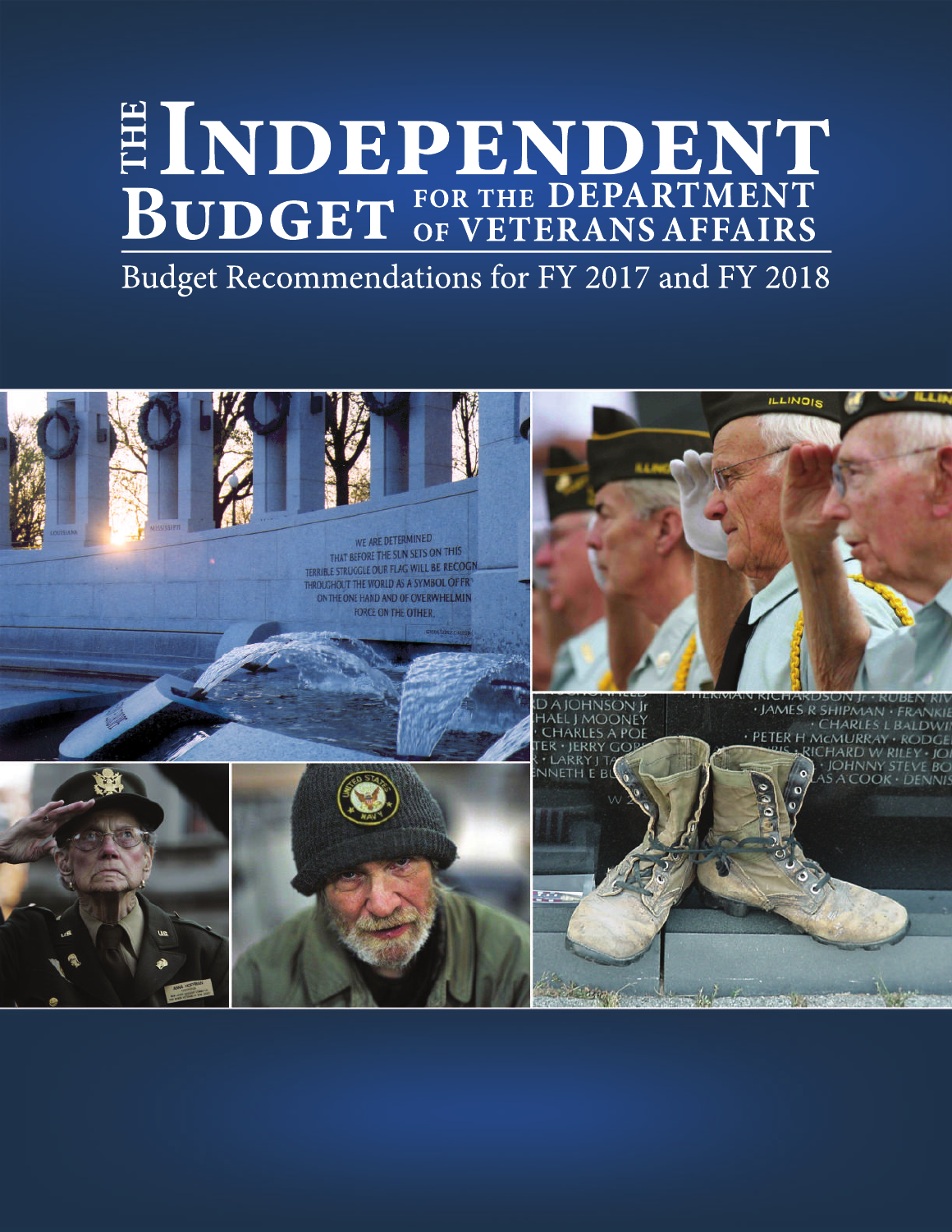# THE INDEPENDENT BUDGET FOR THE DEPARTMENT OF VETERANS AFFAIRS

Budget Recommendations for FY 2017 and FY 2018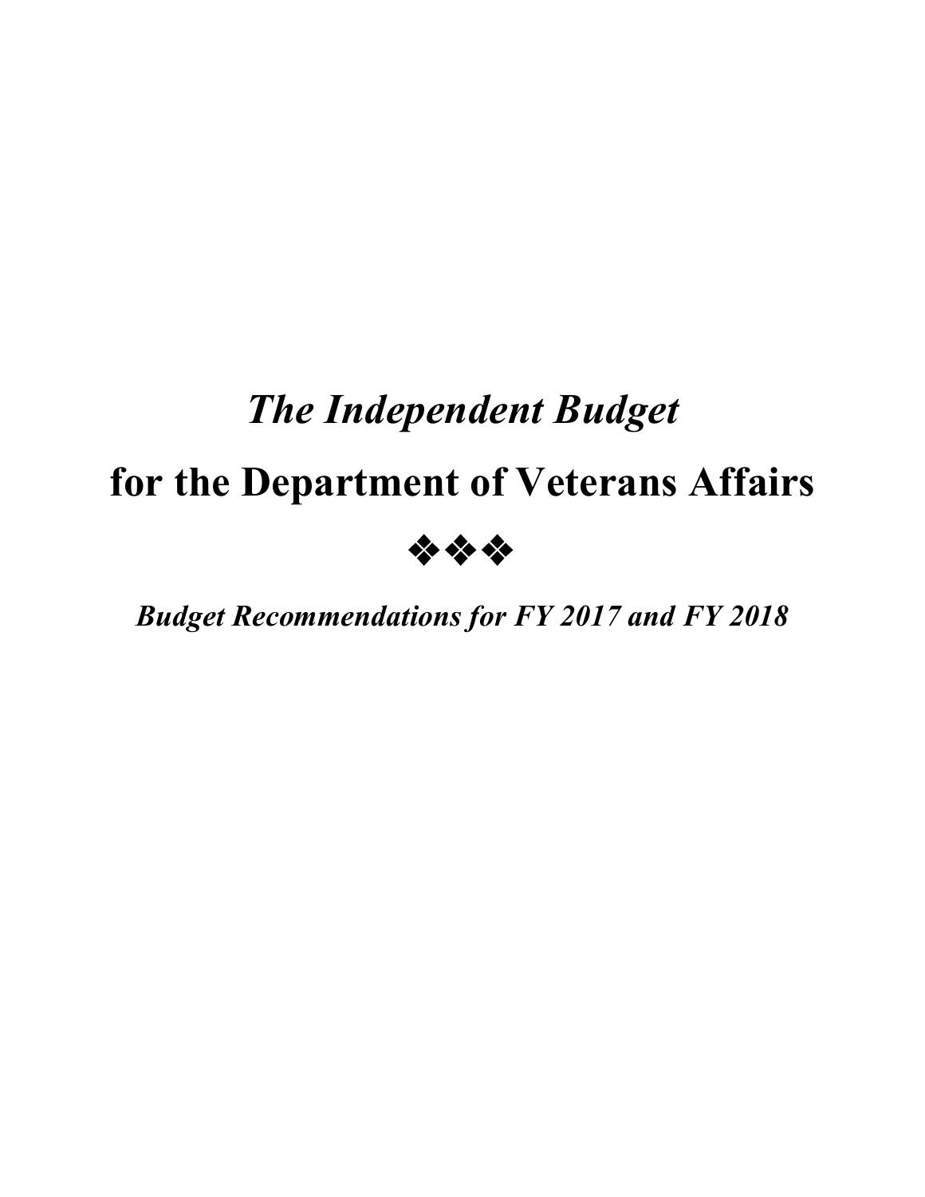# *The Independent Budget*

# for the Department of Veterans Affairs

❖❖❖

***Budget Recommendations for FY 2017 and FY 2018***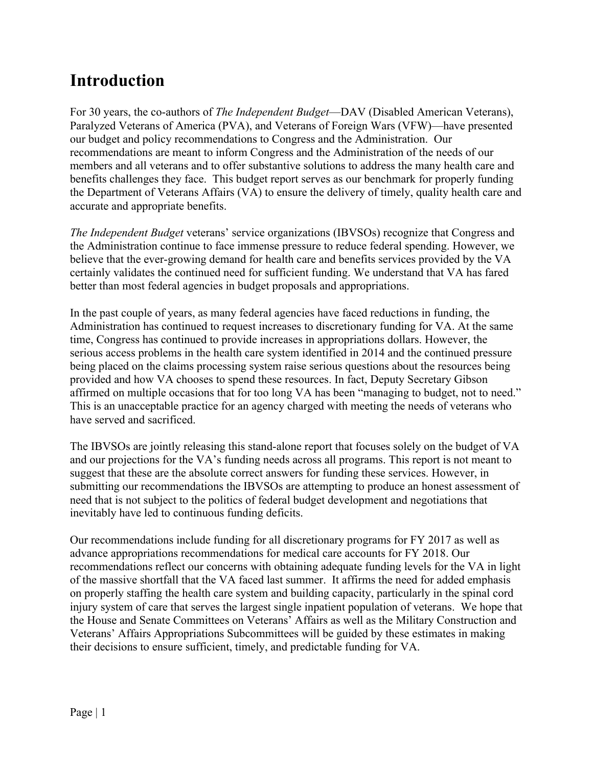# Introduction

For 30 years, the co-authors of *The Independent Budget*—DAV (Disabled American Veterans), Paralyzed Veterans of America (PVA), and Veterans of Foreign Wars (VFW)—have presented our budget and policy recommendations to Congress and the Administration. Our recommendations are meant to inform Congress and the Administration of the needs of our members and all veterans and to offer substantive solutions to address the many health care and benefits challenges they face. This budget report serves as our benchmark for properly funding the Department of Veterans Affairs (VA) to ensure the delivery of timely, quality health care and accurate and appropriate benefits.

*The Independent Budget* veterans' service organizations (IBVSOs) recognize that Congress and the Administration continue to face immense pressure to reduce federal spending. However, we believe that the ever-growing demand for health care and benefits services provided by the VA certainly validates the continued need for sufficient funding. We understand that VA has fared better than most federal agencies in budget proposals and appropriations.

In the past couple of years, as many federal agencies have faced reductions in funding, the Administration has continued to request increases to discretionary funding for VA. At the same time, Congress has continued to provide increases in appropriations dollars. However, the serious access problems in the health care system identified in 2014 and the continued pressure being placed on the claims processing system raise serious questions about the resources being provided and how VA chooses to spend these resources. In fact, Deputy Secretary Gibson affirmed on multiple occasions that for too long VA has been "managing to budget, not to need." This is an unacceptable practice for an agency charged with meeting the needs of veterans who have served and sacrificed.

The IBVSOs are jointly releasing this stand-alone report that focuses solely on the budget of VA and our projections for the VA's funding needs across all programs. This report is not meant to suggest that these are the absolute correct answers for funding these services. However, in submitting our recommendations the IBVSOs are attempting to produce an honest assessment of need that is not subject to the politics of federal budget development and negotiations that inevitably have led to continuous funding deficits.

Our recommendations include funding for all discretionary programs for FY 2017 as well as advance appropriations recommendations for medical care accounts for FY 2018. Our recommendations reflect our concerns with obtaining adequate funding levels for the VA in light of the massive shortfall that the VA faced last summer. It affirms the need for added emphasis on properly staffing the health care system and building capacity, particularly in the spinal cord injury system of care that serves the largest single inpatient population of veterans. We hope that the House and Senate Committees on Veterans' Affairs as well as the Military Construction and Veterans' Affairs Appropriations Subcommittees will be guided by these estimates in making their decisions to ensure sufficient, timely, and predictable funding for VA.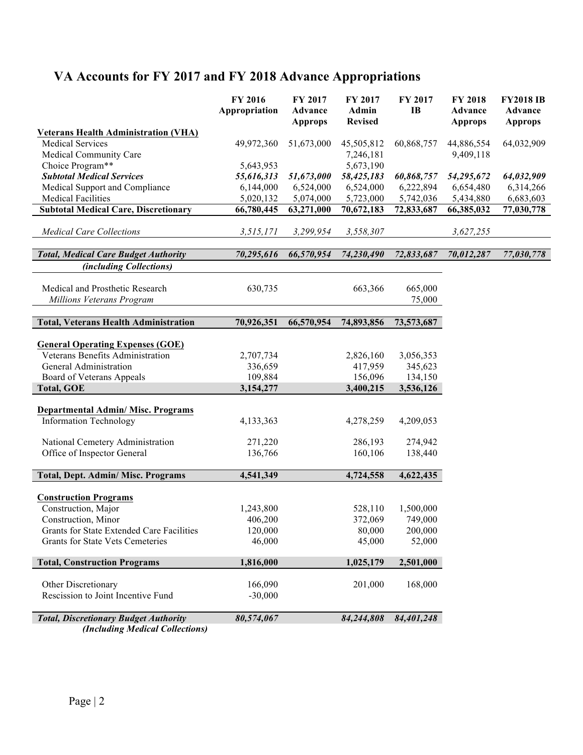# VA Accounts for FY 2017 and FY 2018 Advance Appropriations

| | FY 2016 Appropriation | FY 2017 Advance Approps | FY 2017 Admin Revised | FY 2017 IB | FY 2018 Advance Approps | FY2018 IB Advance Approps |
|---|---|---|---|---|---|---|
| **Veterans Health Administration (VHA)** | | | | | | |
| Medical Services | 49,972,360 | 51,673,000 | 45,505,812 | 60,868,757 | 44,886,554 | 64,032,909 |
| Medical Community Care | | | 7,246,181 | | 9,409,118 | |
| Choice Program** | 5,643,953 | | 5,673,190 | | | |
| ***Subtotal Medical Services*** | ***55,616,313*** | ***51,673,000*** | ***58,425,183*** | ***60,868,757*** | ***54,295,672*** | ***64,032,909*** |
| Medical Support and Compliance | 6,144,000 | 6,524,000 | 6,524,000 | 6,222,894 | 6,654,480 | 6,314,266 |
| Medical Facilities | 5,020,132 | 5,074,000 | 5,723,000 | 5,742,036 | 5,434,880 | 6,683,603 |
| **Subtotal Medical Care, Discretionary** | **66,780,445** | **63,271,000** | **70,672,183** | **72,833,687** | **66,385,032** | **77,030,778** |
| *Medical Care Collections* | *3,515,171* | *3,299,954* | *3,558,307* | | *3,627,255* | |
| ***Total, Medical Care Budget Authority (including Collections)*** | ***70,295,616*** | ***66,570,954*** | ***74,230,490*** | ***72,833,687*** | ***70,012,287*** | ***77,030,778*** |
| Medical and Prosthetic Research | 630,735 | | 663,366 | 665,000 | | |
| *Millions Veterans Program* | | | | 75,000 | | |
| **Total, Veterans Health Administration** | **70,926,351** | **66,570,954** | **74,893,856** | **73,573,687** | | |
| **General Operating Expenses (GOE)** | | | | | | |
| Veterans Benefits Administration | 2,707,734 | | 2,826,160 | 3,056,353 | | |
| General Administration | 336,659 | | 417,959 | 345,623 | | |
| Board of Veterans Appeals | 109,884 | | 156,096 | 134,150 | | |
| **Total, GOE** | **3,154,277** | | **3,400,215** | **3,536,126** | | |
| **Departmental Admin/ Misc. Programs** | | | | | | |
| Information Technology | 4,133,363 | | 4,278,259 | 4,209,053 | | |
| National Cemetery Administration | 271,220 | | 286,193 | 274,942 | | |
| Office of Inspector General | 136,766 | | 160,106 | 138,440 | | |
| **Total, Dept. Admin/ Misc. Programs** | **4,541,349** | | **4,724,558** | **4,622,435** | | |
| **Construction Programs** | | | | | | |
| Construction, Major | 1,243,800 | | 528,110 | 1,500,000 | | |
| Construction, Minor | 406,200 | | 372,069 | 749,000 | | |
| Grants for State Extended Care Facilities | 120,000 | | 80,000 | 200,000 | | |
| Grants for State Vets Cemeteries | 46,000 | | 45,000 | 52,000 | | |
| **Total, Construction Programs** | **1,816,000** | | **1,025,179** | **2,501,000** | | |
| Other Discretionary | 166,090 | | 201,000 | 168,000 | | |
| Rescission to Joint Incentive Fund | -30,000 | | | | | |
| ***Total, Discretionary Budget Authority (Including Medical Collections)*** | ***80,574,067*** | | ***84,244,808*** | ***84,401,248*** | | |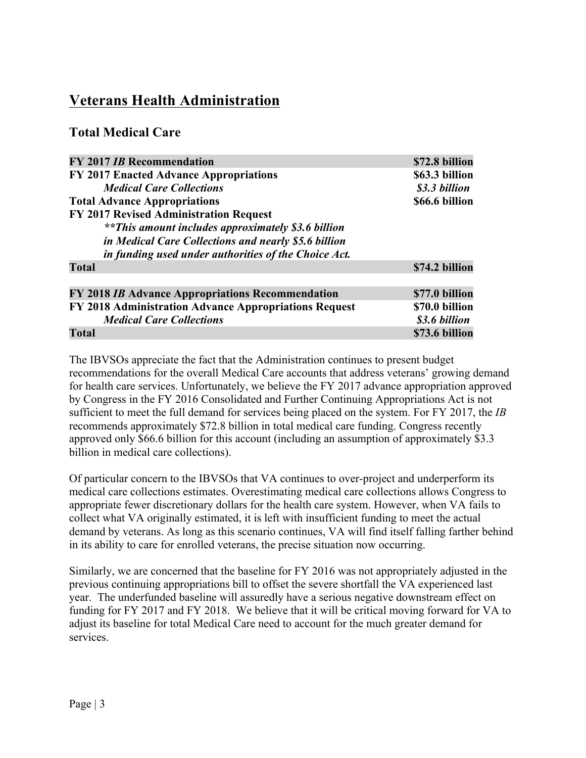# Veterans Health Administration

## Total Medical Care

| | |
|---|---|
| **FY 2017 *IB* Recommendation** | **\$72.8 billion** |
| **FY 2017 Enacted Advance Appropriations** | **\$63.3 billion** |
| ***Medical Care Collections*** | ***\$3.3 billion*** |
| **Total Advance Appropriations** | **\$66.6 billion** |
| **FY 2017 Revised Administration Request** | |
| ***\*\*This amount includes approximately \$3.6 billion in Medical Care Collections and nearly \$5.6 billion in funding used under authorities of the Choice Act.*** | |
| **Total** | **\$74.2 billion** |

| | |
|---|---|
| **FY 2018 *IB* Advance Appropriations Recommendation** | **\$77.0 billion** |
| **FY 2018 Administration Advance Appropriations Request** | **\$70.0 billion** |
| ***Medical Care Collections*** | ***\$3.6 billion*** |
| **Total** | **\$73.6 billion** |

The IBVSOs appreciate the fact that the Administration continues to present budget recommendations for the overall Medical Care accounts that address veterans' growing demand for health care services. Unfortunately, we believe the FY 2017 advance appropriation approved by Congress in the FY 2016 Consolidated and Further Continuing Appropriations Act is not sufficient to meet the full demand for services being placed on the system. For FY 2017, the *IB* recommends approximately \$72.8 billion in total medical care funding. Congress recently approved only \$66.6 billion for this account (including an assumption of approximately \$3.3 billion in medical care collections).

Of particular concern to the IBVSOs that VA continues to over-project and underperform its medical care collections estimates. Overestimating medical care collections allows Congress to appropriate fewer discretionary dollars for the health care system. However, when VA fails to collect what VA originally estimated, it is left with insufficient funding to meet the actual demand by veterans. As long as this scenario continues, VA will find itself falling farther behind in its ability to care for enrolled veterans, the precise situation now occurring.

Similarly, we are concerned that the baseline for FY 2016 was not appropriately adjusted in the previous continuing appropriations bill to offset the severe shortfall the VA experienced last year. The underfunded baseline will assuredly have a serious negative downstream effect on funding for FY 2017 and FY 2018. We believe that it will be critical moving forward for VA to adjust its baseline for total Medical Care need to account for the much greater demand for services.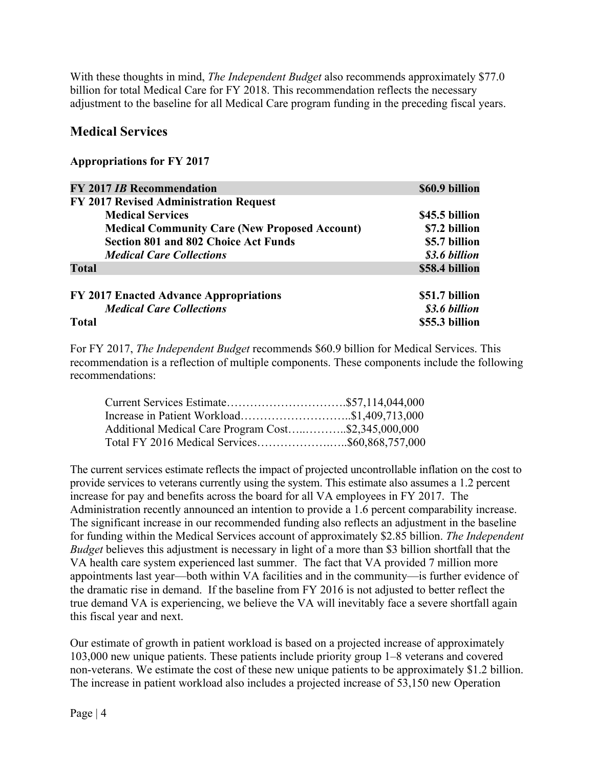With these thoughts in mind, *The Independent Budget* also recommends approximately $77.0 billion for total Medical Care for FY 2018. This recommendation reflects the necessary adjustment to the baseline for all Medical Care program funding in the preceding fiscal years.

## Medical Services

**Appropriations for FY 2017**

| | |
|---|---|
| **FY 2017 *IB* Recommendation** | **$60.9 billion** |
| **FY 2017 Revised Administration Request** | |
| **Medical Services** | **$45.5 billion** |
| **Medical Community Care (New Proposed Account)** | **$7.2 billion** |
| **Section 801 and 802 Choice Act Funds** | **$5.7 billion** |
| ***Medical Care Collections*** | ***$3.6 billion*** |
| **Total** | **$58.4 billion** |
| | |
| **FY 2017 Enacted Advance Appropriations** | **$51.7 billion** |
| ***Medical Care Collections*** | ***$3.6 billion*** |
| **Total** | **$55.3 billion** |

For FY 2017, *The Independent Budget* recommends $60.9 billion for Medical Services. This recommendation is a reflection of multiple components. These components include the following recommendations:

Current Services Estimate………………………….$57,114,044,000
Increase in Patient Workload………………………..$1,409,713,000
Additional Medical Care Program Cost…..………..$2,345,000,000
Total FY 2016 Medical Services……………….…..$60,868,757,000

The current services estimate reflects the impact of projected uncontrollable inflation on the cost to provide services to veterans currently using the system. This estimate also assumes a 1.2 percent increase for pay and benefits across the board for all VA employees in FY 2017. The Administration recently announced an intention to provide a 1.6 percent comparability increase. The significant increase in our recommended funding also reflects an adjustment in the baseline for funding within the Medical Services account of approximately $2.85 billion. *The Independent Budget* believes this adjustment is necessary in light of a more than $3 billion shortfall that the VA health care system experienced last summer. The fact that VA provided 7 million more appointments last year—both within VA facilities and in the community—is further evidence of the dramatic rise in demand. If the baseline from FY 2016 is not adjusted to better reflect the true demand VA is experiencing, we believe the VA will inevitably face a severe shortfall again this fiscal year and next.

Our estimate of growth in patient workload is based on a projected increase of approximately 103,000 new unique patients. These patients include priority group 1–8 veterans and covered non-veterans. We estimate the cost of these new unique patients to be approximately $1.2 billion. The increase in patient workload also includes a projected increase of 53,150 new Operation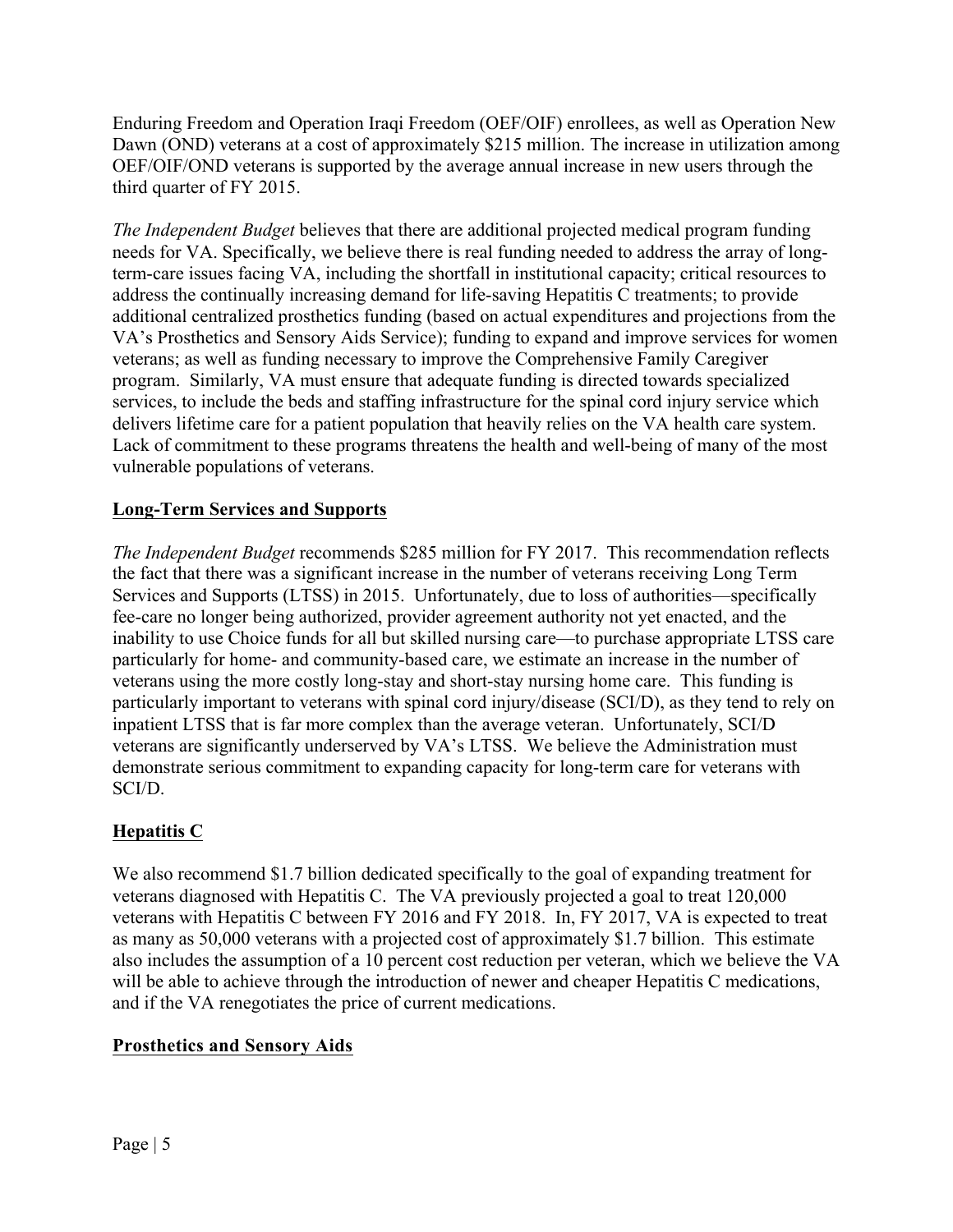Enduring Freedom and Operation Iraqi Freedom (OEF/OIF) enrollees, as well as Operation New Dawn (OND) veterans at a cost of approximately $215 million. The increase in utilization among OEF/OIF/OND veterans is supported by the average annual increase in new users through the third quarter of FY 2015.

*The Independent Budget* believes that there are additional projected medical program funding needs for VA. Specifically, we believe there is real funding needed to address the array of long-term-care issues facing VA, including the shortfall in institutional capacity; critical resources to address the continually increasing demand for life-saving Hepatitis C treatments; to provide additional centralized prosthetics funding (based on actual expenditures and projections from the VA's Prosthetics and Sensory Aids Service); funding to expand and improve services for women veterans; as well as funding necessary to improve the Comprehensive Family Caregiver program. Similarly, VA must ensure that adequate funding is directed towards specialized services, to include the beds and staffing infrastructure for the spinal cord injury service which delivers lifetime care for a patient population that heavily relies on the VA health care system. Lack of commitment to these programs threatens the health and well-being of many of the most vulnerable populations of veterans.

## Long-Term Services and Supports

*The Independent Budget* recommends $285 million for FY 2017. This recommendation reflects the fact that there was a significant increase in the number of veterans receiving Long Term Services and Supports (LTSS) in 2015. Unfortunately, due to loss of authorities—specifically fee-care no longer being authorized, provider agreement authority not yet enacted, and the inability to use Choice funds for all but skilled nursing care—to purchase appropriate LTSS care particularly for home- and community-based care, we estimate an increase in the number of veterans using the more costly long-stay and short-stay nursing home care. This funding is particularly important to veterans with spinal cord injury/disease (SCI/D), as they tend to rely on inpatient LTSS that is far more complex than the average veteran. Unfortunately, SCI/D veterans are significantly underserved by VA's LTSS. We believe the Administration must demonstrate serious commitment to expanding capacity for long-term care for veterans with SCI/D.

## Hepatitis C

We also recommend $1.7 billion dedicated specifically to the goal of expanding treatment for veterans diagnosed with Hepatitis C. The VA previously projected a goal to treat 120,000 veterans with Hepatitis C between FY 2016 and FY 2018. In, FY 2017, VA is expected to treat as many as 50,000 veterans with a projected cost of approximately $1.7 billion. This estimate also includes the assumption of a 10 percent cost reduction per veteran, which we believe the VA will be able to achieve through the introduction of newer and cheaper Hepatitis C medications, and if the VA renegotiates the price of current medications.

## Prosthetics and Sensory Aids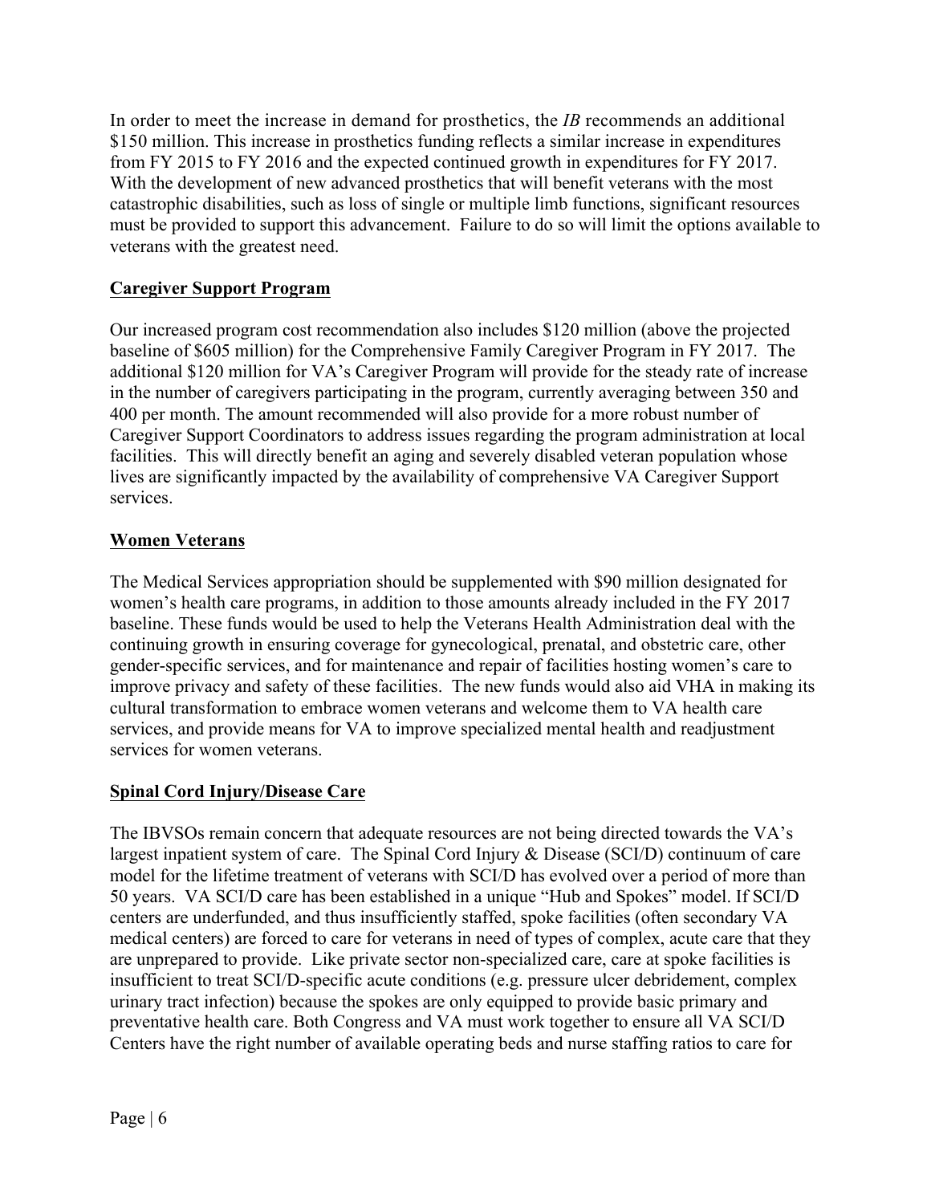In order to meet the increase in demand for prosthetics, the *IB* recommends an additional $150 million. This increase in prosthetics funding reflects a similar increase in expenditures from FY 2015 to FY 2016 and the expected continued growth in expenditures for FY 2017. With the development of new advanced prosthetics that will benefit veterans with the most catastrophic disabilities, such as loss of single or multiple limb functions, significant resources must be provided to support this advancement. Failure to do so will limit the options available to veterans with the greatest need.

## Caregiver Support Program

Our increased program cost recommendation also includes $120 million (above the projected baseline of $605 million) for the Comprehensive Family Caregiver Program in FY 2017. The additional $120 million for VA's Caregiver Program will provide for the steady rate of increase in the number of caregivers participating in the program, currently averaging between 350 and 400 per month. The amount recommended will also provide for a more robust number of Caregiver Support Coordinators to address issues regarding the program administration at local facilities. This will directly benefit an aging and severely disabled veteran population whose lives are significantly impacted by the availability of comprehensive VA Caregiver Support services.

## Women Veterans

The Medical Services appropriation should be supplemented with $90 million designated for women's health care programs, in addition to those amounts already included in the FY 2017 baseline. These funds would be used to help the Veterans Health Administration deal with the continuing growth in ensuring coverage for gynecological, prenatal, and obstetric care, other gender-specific services, and for maintenance and repair of facilities hosting women's care to improve privacy and safety of these facilities. The new funds would also aid VHA in making its cultural transformation to embrace women veterans and welcome them to VA health care services, and provide means for VA to improve specialized mental health and readjustment services for women veterans.

## Spinal Cord Injury/Disease Care

The IBVSOs remain concern that adequate resources are not being directed towards the VA's largest inpatient system of care. The Spinal Cord Injury & Disease (SCI/D) continuum of care model for the lifetime treatment of veterans with SCI/D has evolved over a period of more than 50 years. VA SCI/D care has been established in a unique "Hub and Spokes" model. If SCI/D centers are underfunded, and thus insufficiently staffed, spoke facilities (often secondary VA medical centers) are forced to care for veterans in need of types of complex, acute care that they are unprepared to provide. Like private sector non-specialized care, care at spoke facilities is insufficient to treat SCI/D-specific acute conditions (e.g. pressure ulcer debridement, complex urinary tract infection) because the spokes are only equipped to provide basic primary and preventative health care. Both Congress and VA must work together to ensure all VA SCI/D Centers have the right number of available operating beds and nurse staffing ratios to care for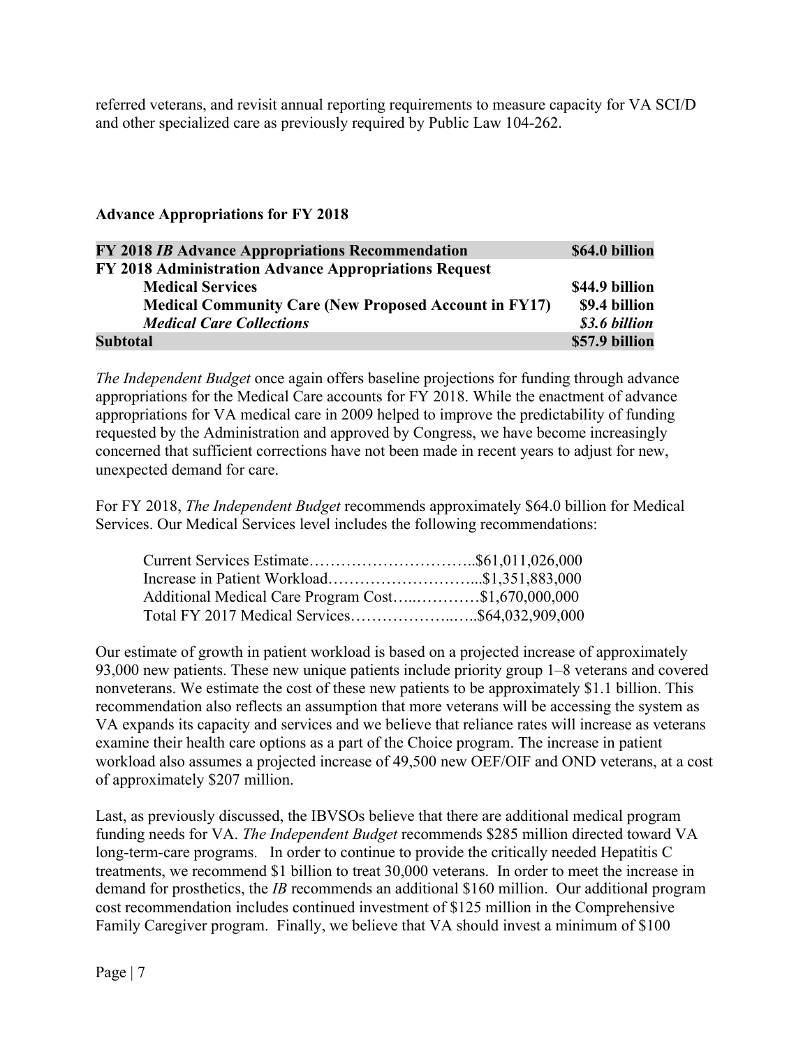referred veterans, and revisit annual reporting requirements to measure capacity for VA SCI/D and other specialized care as previously required by Public Law 104-262.

**Advance Appropriations for FY 2018**

| | |
|---|---|
| **FY 2018 *IB* Advance Appropriations Recommendation** | **$64.0 billion** |
| **FY 2018 Administration Advance Appropriations Request** | |
| **Medical Services** | **$44.9 billion** |
| **Medical Community Care (New Proposed Account in FY17)** | **$9.4 billion** |
| ***Medical Care Collections*** | ***$3.6 billion*** |
| **Subtotal** | **$57.9 billion** |

*The Independent Budget* once again offers baseline projections for funding through advance appropriations for the Medical Care accounts for FY 2018. While the enactment of advance appropriations for VA medical care in 2009 helped to improve the predictability of funding requested by the Administration and approved by Congress, we have become increasingly concerned that sufficient corrections have not been made in recent years to adjust for new, unexpected demand for care.

For FY 2018, *The Independent Budget* recommends approximately $64.0 billion for Medical Services. Our Medical Services level includes the following recommendations:

Current Services Estimate…………………………..$61,011,026,000
Increase in Patient Workload………………………...$1,351,883,000
Additional Medical Care Program Cost…..…………$1,670,000,000
Total FY 2017 Medical Services………………..…..$64,032,909,000

Our estimate of growth in patient workload is based on a projected increase of approximately 93,000 new patients. These new unique patients include priority group 1–8 veterans and covered nonveterans. We estimate the cost of these new patients to be approximately $1.1 billion. This recommendation also reflects an assumption that more veterans will be accessing the system as VA expands its capacity and services and we believe that reliance rates will increase as veterans examine their health care options as a part of the Choice program. The increase in patient workload also assumes a projected increase of 49,500 new OEF/OIF and OND veterans, at a cost of approximately $207 million.

Last, as previously discussed, the IBVSOs believe that there are additional medical program funding needs for VA. *The Independent Budget* recommends $285 million directed toward VA long-term-care programs. In order to continue to provide the critically needed Hepatitis C treatments, we recommend $1 billion to treat 30,000 veterans. In order to meet the increase in demand for prosthetics, the *IB* recommends an additional $160 million. Our additional program cost recommendation includes continued investment of $125 million in the Comprehensive Family Caregiver program. Finally, we believe that VA should invest a minimum of $100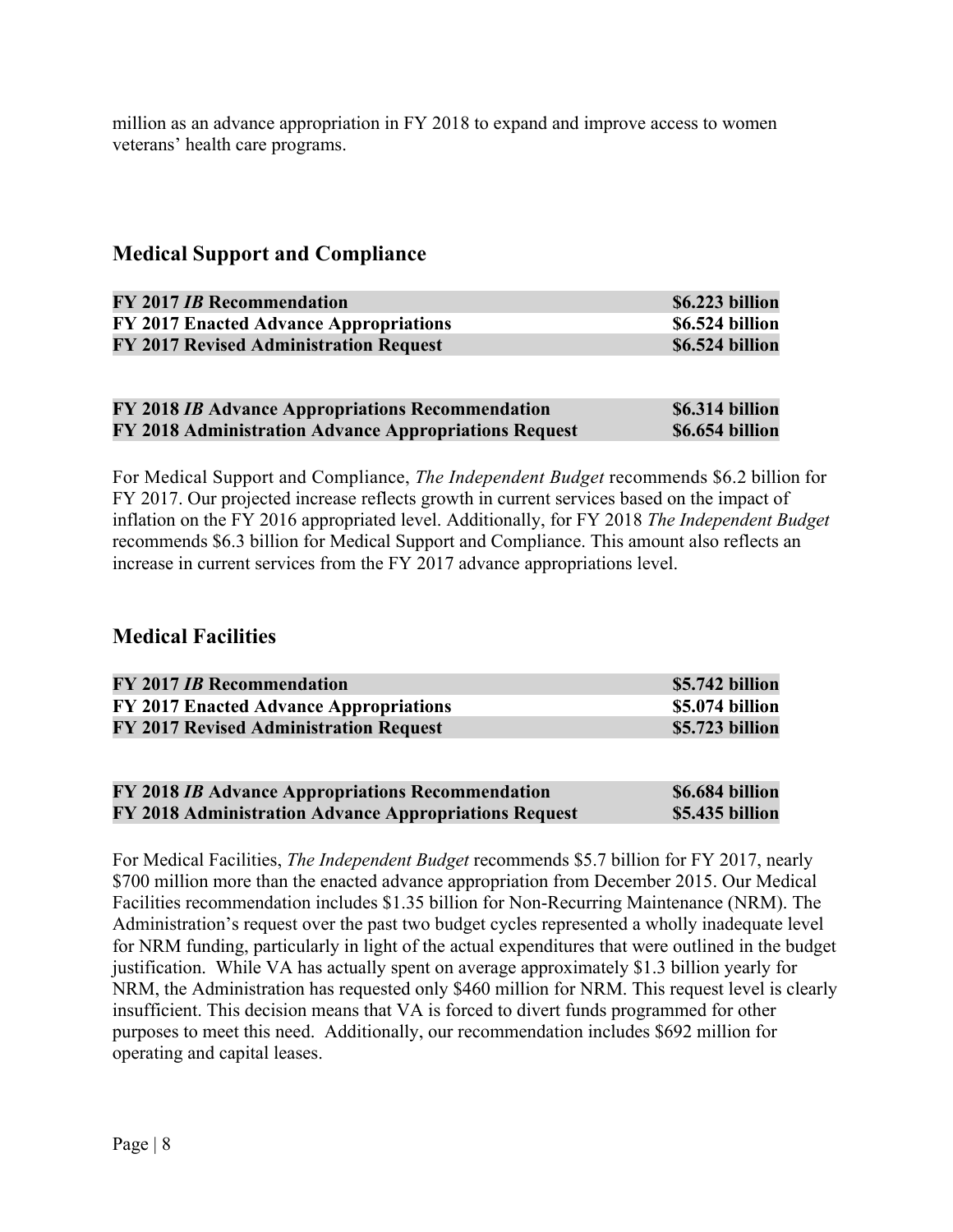million as an advance appropriation in FY 2018 to expand and improve access to women veterans' health care programs.

## Medical Support and Compliance

| | |
|---|---|
| **FY 2017 *IB* Recommendation** | **$6.223 billion** |
| **FY 2017 Enacted Advance Appropriations** | **$6.524 billion** |
| **FY 2017 Revised Administration Request** | **$6.524 billion** |

| | |
|---|---|
| **FY 2018 *IB* Advance Appropriations Recommendation** | **$6.314 billion** |
| **FY 2018 Administration Advance Appropriations Request** | **$6.654 billion** |

For Medical Support and Compliance, *The Independent Budget* recommends $6.2 billion for FY 2017. Our projected increase reflects growth in current services based on the impact of inflation on the FY 2016 appropriated level. Additionally, for FY 2018 *The Independent Budget* recommends $6.3 billion for Medical Support and Compliance. This amount also reflects an increase in current services from the FY 2017 advance appropriations level.

## Medical Facilities

| | |
|---|---|
| **FY 2017 *IB* Recommendation** | **$5.742 billion** |
| **FY 2017 Enacted Advance Appropriations** | **$5.074 billion** |
| **FY 2017 Revised Administration Request** | **$5.723 billion** |

| | |
|---|---|
| **FY 2018 *IB* Advance Appropriations Recommendation** | **$6.684 billion** |
| **FY 2018 Administration Advance Appropriations Request** | **$5.435 billion** |

For Medical Facilities, *The Independent Budget* recommends $5.7 billion for FY 2017, nearly $700 million more than the enacted advance appropriation from December 2015. Our Medical Facilities recommendation includes $1.35 billion for Non-Recurring Maintenance (NRM). The Administration's request over the past two budget cycles represented a wholly inadequate level for NRM funding, particularly in light of the actual expenditures that were outlined in the budget justification. While VA has actually spent on average approximately $1.3 billion yearly for NRM, the Administration has requested only $460 million for NRM. This request level is clearly insufficient. This decision means that VA is forced to divert funds programmed for other purposes to meet this need. Additionally, our recommendation includes $692 million for operating and capital leases.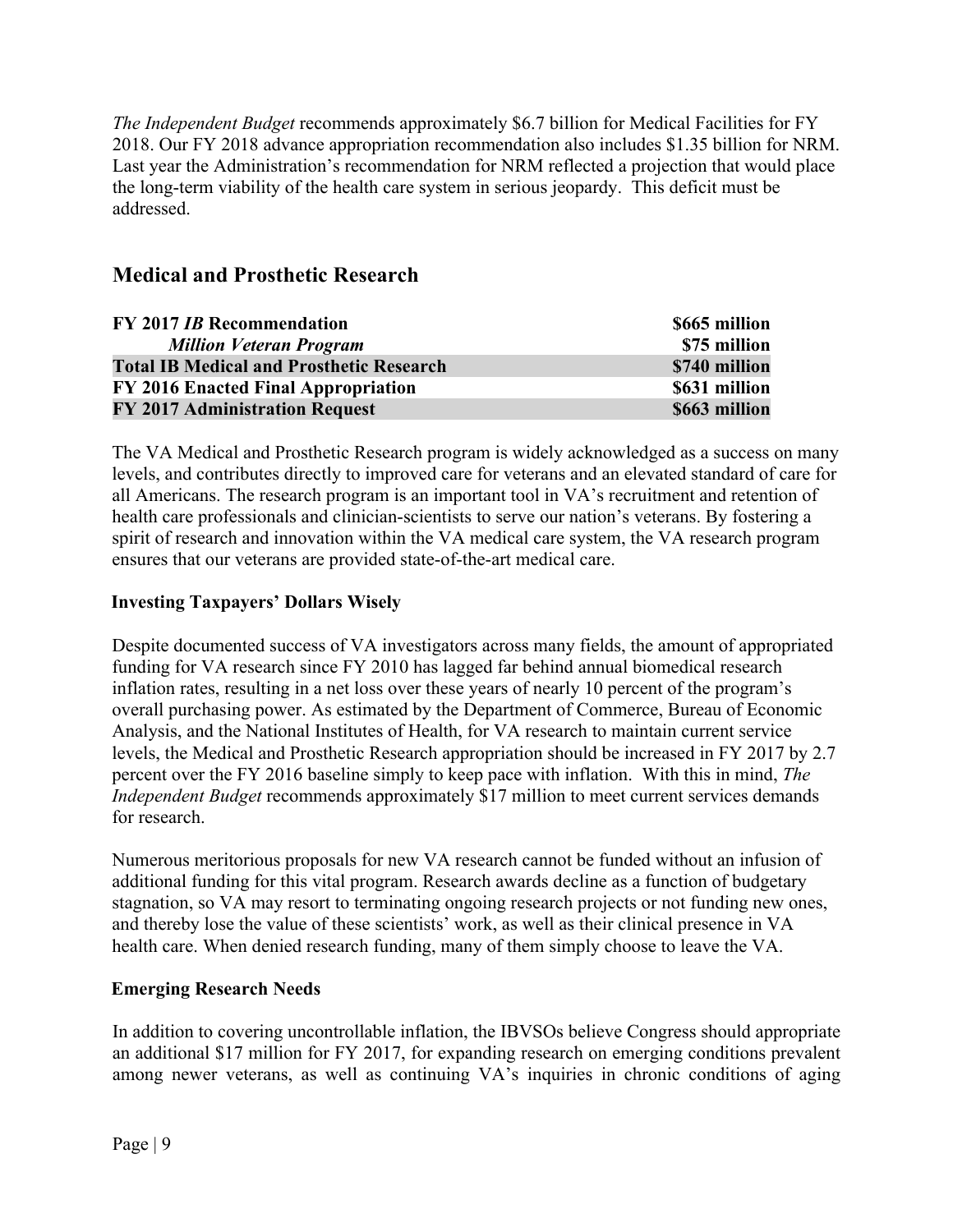*The Independent Budget* recommends approximately $6.7 billion for Medical Facilities for FY 2018. Our FY 2018 advance appropriation recommendation also includes $1.35 billion for NRM. Last year the Administration's recommendation for NRM reflected a projection that would place the long-term viability of the health care system in serious jeopardy. This deficit must be addressed.

## Medical and Prosthetic Research

| | |
|---|---|
| **FY 2017 *IB* Recommendation** | **$665 million** |
| ***Million Veteran Program*** | **$75 million** |
| **Total IB Medical and Prosthetic Research** | **$740 million** |
| **FY 2016 Enacted Final Appropriation** | **$631 million** |
| **FY 2017 Administration Request** | **$663 million** |

The VA Medical and Prosthetic Research program is widely acknowledged as a success on many levels, and contributes directly to improved care for veterans and an elevated standard of care for all Americans. The research program is an important tool in VA's recruitment and retention of health care professionals and clinician-scientists to serve our nation's veterans. By fostering a spirit of research and innovation within the VA medical care system, the VA research program ensures that our veterans are provided state-of-the-art medical care.

### Investing Taxpayers' Dollars Wisely

Despite documented success of VA investigators across many fields, the amount of appropriated funding for VA research since FY 2010 has lagged far behind annual biomedical research inflation rates, resulting in a net loss over these years of nearly 10 percent of the program's overall purchasing power. As estimated by the Department of Commerce, Bureau of Economic Analysis, and the National Institutes of Health, for VA research to maintain current service levels, the Medical and Prosthetic Research appropriation should be increased in FY 2017 by 2.7 percent over the FY 2016 baseline simply to keep pace with inflation. With this in mind, *The Independent Budget* recommends approximately $17 million to meet current services demands for research.

Numerous meritorious proposals for new VA research cannot be funded without an infusion of additional funding for this vital program. Research awards decline as a function of budgetary stagnation, so VA may resort to terminating ongoing research projects or not funding new ones, and thereby lose the value of these scientists' work, as well as their clinical presence in VA health care. When denied research funding, many of them simply choose to leave the VA.

### Emerging Research Needs

In addition to covering uncontrollable inflation, the IBVSOs believe Congress should appropriate an additional $17 million for FY 2017, for expanding research on emerging conditions prevalent among newer veterans, as well as continuing VA's inquiries in chronic conditions of aging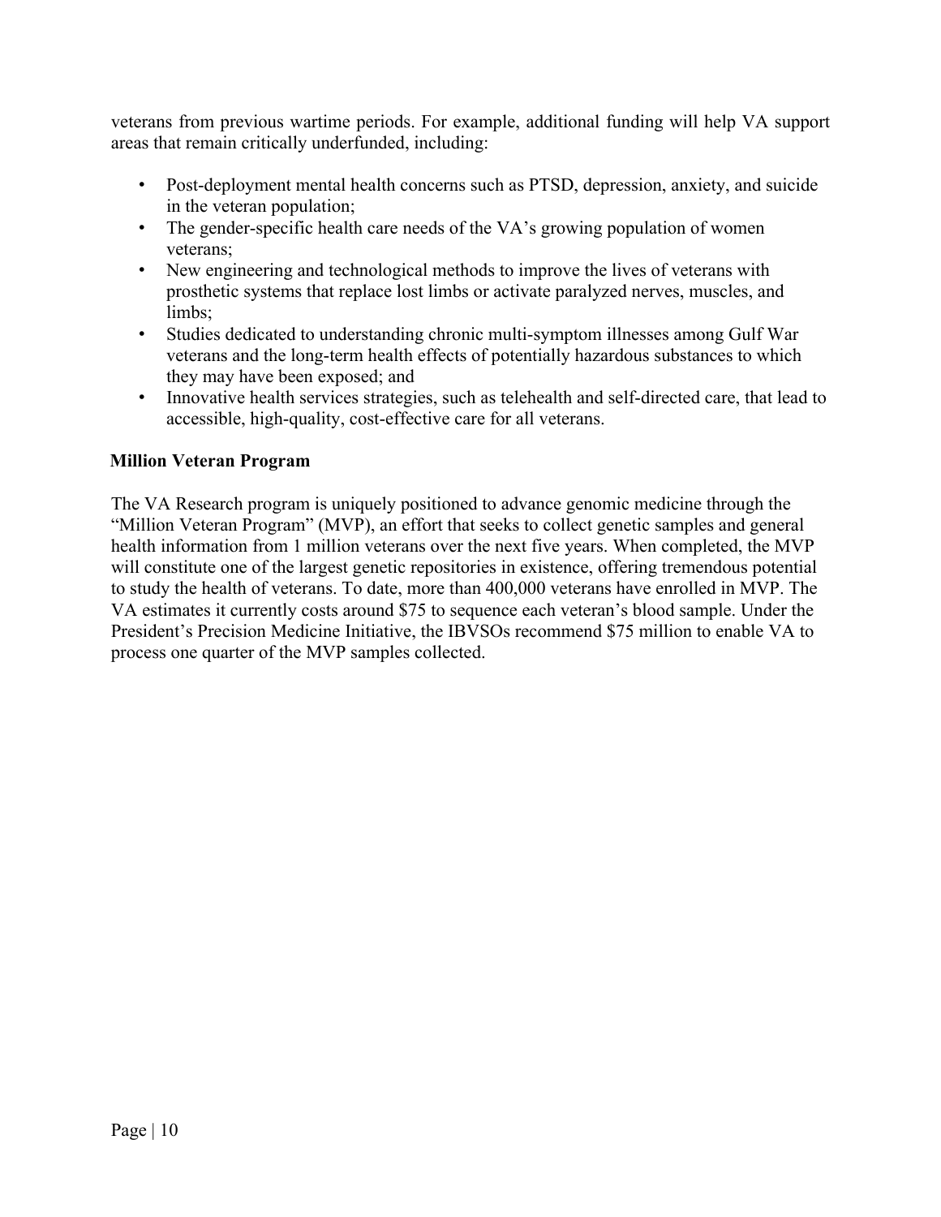veterans from previous wartime periods. For example, additional funding will help VA support areas that remain critically underfunded, including:

- Post-deployment mental health concerns such as PTSD, depression, anxiety, and suicide in the veteran population;
- The gender-specific health care needs of the VA's growing population of women veterans;
- New engineering and technological methods to improve the lives of veterans with prosthetic systems that replace lost limbs or activate paralyzed nerves, muscles, and limbs;
- Studies dedicated to understanding chronic multi-symptom illnesses among Gulf War veterans and the long-term health effects of potentially hazardous substances to which they may have been exposed; and
- Innovative health services strategies, such as telehealth and self-directed care, that lead to accessible, high-quality, cost-effective care for all veterans.

**Million Veteran Program**

The VA Research program is uniquely positioned to advance genomic medicine through the "Million Veteran Program" (MVP), an effort that seeks to collect genetic samples and general health information from 1 million veterans over the next five years. When completed, the MVP will constitute one of the largest genetic repositories in existence, offering tremendous potential to study the health of veterans. To date, more than 400,000 veterans have enrolled in MVP. The VA estimates it currently costs around $75 to sequence each veteran's blood sample. Under the President's Precision Medicine Initiative, the IBVSOs recommend $75 million to enable VA to process one quarter of the MVP samples collected.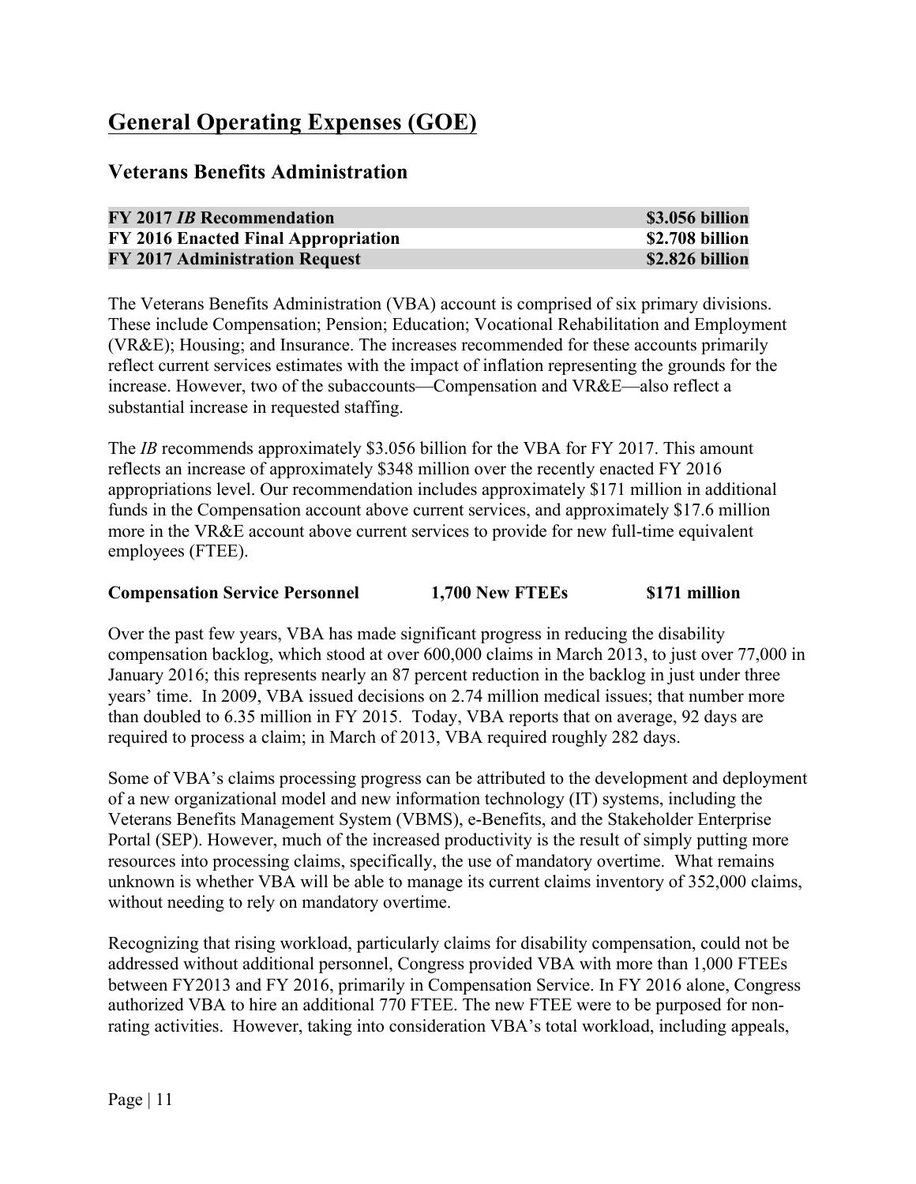# General Operating Expenses (GOE)

## Veterans Benefits Administration

| | |
|---|---|
| **FY 2017 *IB* Recommendation** | **$3.056 billion** |
| **FY 2016 Enacted Final Appropriation** | **$2.708 billion** |
| **FY 2017 Administration Request** | **$2.826 billion** |

The Veterans Benefits Administration (VBA) account is comprised of six primary divisions. These include Compensation; Pension; Education; Vocational Rehabilitation and Employment (VR&E); Housing; and Insurance. The increases recommended for these accounts primarily reflect current services estimates with the impact of inflation representing the grounds for the increase. However, two of the subaccounts—Compensation and VR&E—also reflect a substantial increase in requested staffing.

The *IB* recommends approximately $3.056 billion for the VBA for FY 2017. This amount reflects an increase of approximately $348 million over the recently enacted FY 2016 appropriations level. Our recommendation includes approximately $171 million in additional funds in the Compensation account above current services, and approximately $17.6 million more in the VR&E account above current services to provide for new full-time equivalent employees (FTEE).

**Compensation Service Personnel     1,700 New FTEEs     $171 million**

Over the past few years, VBA has made significant progress in reducing the disability compensation backlog, which stood at over 600,000 claims in March 2013, to just over 77,000 in January 2016; this represents nearly an 87 percent reduction in the backlog in just under three years' time. In 2009, VBA issued decisions on 2.74 million medical issues; that number more than doubled to 6.35 million in FY 2015. Today, VBA reports that on average, 92 days are required to process a claim; in March of 2013, VBA required roughly 282 days.

Some of VBA's claims processing progress can be attributed to the development and deployment of a new organizational model and new information technology (IT) systems, including the Veterans Benefits Management System (VBMS), e-Benefits, and the Stakeholder Enterprise Portal (SEP). However, much of the increased productivity is the result of simply putting more resources into processing claims, specifically, the use of mandatory overtime. What remains unknown is whether VBA will be able to manage its current claims inventory of 352,000 claims, without needing to rely on mandatory overtime.

Recognizing that rising workload, particularly claims for disability compensation, could not be addressed without additional personnel, Congress provided VBA with more than 1,000 FTEEs between FY2013 and FY 2016, primarily in Compensation Service. In FY 2016 alone, Congress authorized VBA to hire an additional 770 FTEE. The new FTEE were to be purposed for non-rating activities. However, taking into consideration VBA's total workload, including appeals,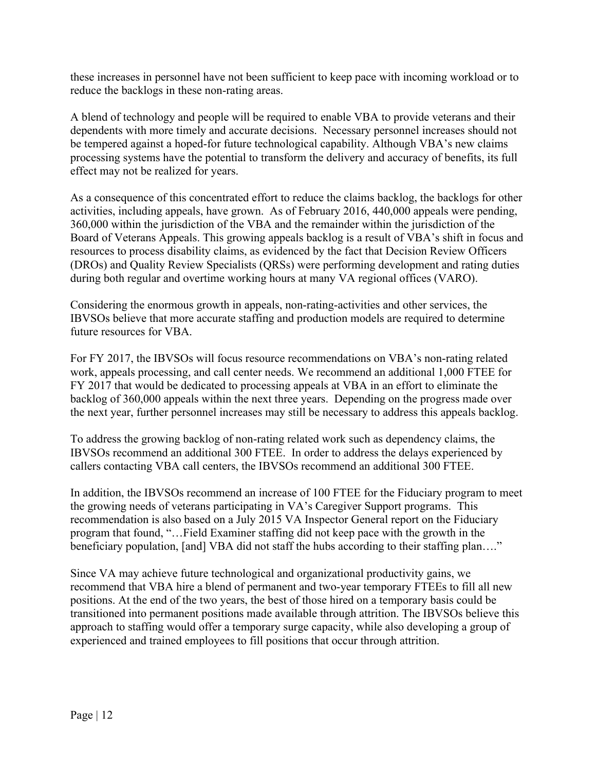these increases in personnel have not been sufficient to keep pace with incoming workload or to reduce the backlogs in these non-rating areas.

A blend of technology and people will be required to enable VBA to provide veterans and their dependents with more timely and accurate decisions. Necessary personnel increases should not be tempered against a hoped-for future technological capability. Although VBA's new claims processing systems have the potential to transform the delivery and accuracy of benefits, its full effect may not be realized for years.

As a consequence of this concentrated effort to reduce the claims backlog, the backlogs for other activities, including appeals, have grown. As of February 2016, 440,000 appeals were pending, 360,000 within the jurisdiction of the VBA and the remainder within the jurisdiction of the Board of Veterans Appeals. This growing appeals backlog is a result of VBA's shift in focus and resources to process disability claims, as evidenced by the fact that Decision Review Officers (DROs) and Quality Review Specialists (QRSs) were performing development and rating duties during both regular and overtime working hours at many VA regional offices (VARO).

Considering the enormous growth in appeals, non-rating-activities and other services, the IBVSOs believe that more accurate staffing and production models are required to determine future resources for VBA.

For FY 2017, the IBVSOs will focus resource recommendations on VBA's non-rating related work, appeals processing, and call center needs. We recommend an additional 1,000 FTEE for FY 2017 that would be dedicated to processing appeals at VBA in an effort to eliminate the backlog of 360,000 appeals within the next three years. Depending on the progress made over the next year, further personnel increases may still be necessary to address this appeals backlog.

To address the growing backlog of non-rating related work such as dependency claims, the IBVSOs recommend an additional 300 FTEE. In order to address the delays experienced by callers contacting VBA call centers, the IBVSOs recommend an additional 300 FTEE.

In addition, the IBVSOs recommend an increase of 100 FTEE for the Fiduciary program to meet the growing needs of veterans participating in VA's Caregiver Support programs. This recommendation is also based on a July 2015 VA Inspector General report on the Fiduciary program that found, "…Field Examiner staffing did not keep pace with the growth in the beneficiary population, [and] VBA did not staff the hubs according to their staffing plan…."

Since VA may achieve future technological and organizational productivity gains, we recommend that VBA hire a blend of permanent and two-year temporary FTEEs to fill all new positions. At the end of the two years, the best of those hired on a temporary basis could be transitioned into permanent positions made available through attrition. The IBVSOs believe this approach to staffing would offer a temporary surge capacity, while also developing a group of experienced and trained employees to fill positions that occur through attrition.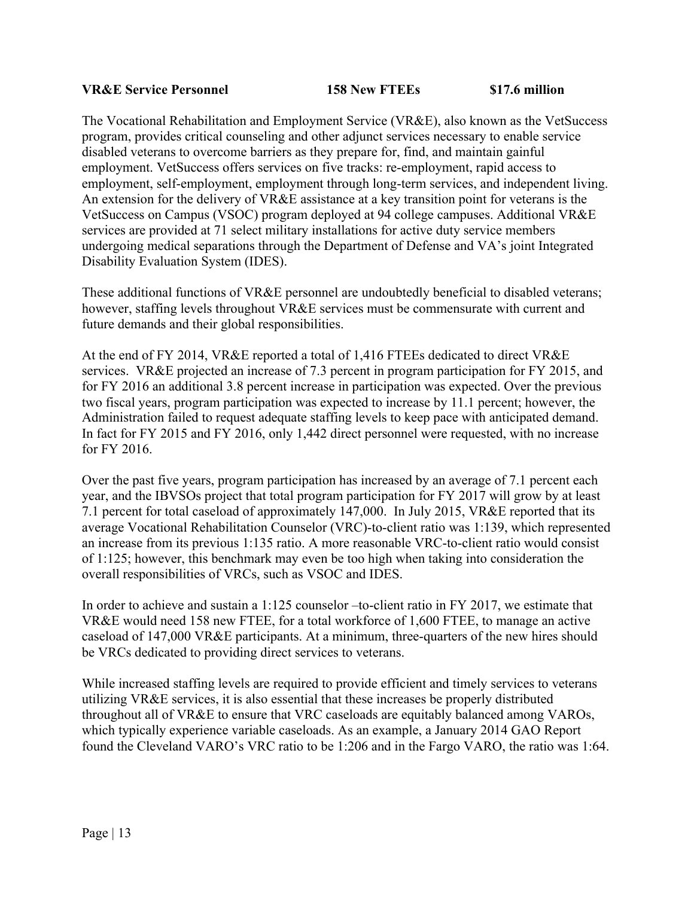**VR&E Service Personnel 158 New FTEEs $17.6 million**

The Vocational Rehabilitation and Employment Service (VR&E), also known as the VetSuccess program, provides critical counseling and other adjunct services necessary to enable service disabled veterans to overcome barriers as they prepare for, find, and maintain gainful employment. VetSuccess offers services on five tracks: re-employment, rapid access to employment, self-employment, employment through long-term services, and independent living. An extension for the delivery of VR&E assistance at a key transition point for veterans is the VetSuccess on Campus (VSOC) program deployed at 94 college campuses. Additional VR&E services are provided at 71 select military installations for active duty service members undergoing medical separations through the Department of Defense and VA's joint Integrated Disability Evaluation System (IDES).

These additional functions of VR&E personnel are undoubtedly beneficial to disabled veterans; however, staffing levels throughout VR&E services must be commensurate with current and future demands and their global responsibilities.

At the end of FY 2014, VR&E reported a total of 1,416 FTEEs dedicated to direct VR&E services. VR&E projected an increase of 7.3 percent in program participation for FY 2015, and for FY 2016 an additional 3.8 percent increase in participation was expected. Over the previous two fiscal years, program participation was expected to increase by 11.1 percent; however, the Administration failed to request adequate staffing levels to keep pace with anticipated demand. In fact for FY 2015 and FY 2016, only 1,442 direct personnel were requested, with no increase for FY 2016.

Over the past five years, program participation has increased by an average of 7.1 percent each year, and the IBVSOs project that total program participation for FY 2017 will grow by at least 7.1 percent for total caseload of approximately 147,000. In July 2015, VR&E reported that its average Vocational Rehabilitation Counselor (VRC)-to-client ratio was 1:139, which represented an increase from its previous 1:135 ratio. A more reasonable VRC-to-client ratio would consist of 1:125; however, this benchmark may even be too high when taking into consideration the overall responsibilities of VRCs, such as VSOC and IDES.

In order to achieve and sustain a 1:125 counselor –to-client ratio in FY 2017, we estimate that VR&E would need 158 new FTEE, for a total workforce of 1,600 FTEE, to manage an active caseload of 147,000 VR&E participants. At a minimum, three-quarters of the new hires should be VRCs dedicated to providing direct services to veterans.

While increased staffing levels are required to provide efficient and timely services to veterans utilizing VR&E services, it is also essential that these increases be properly distributed throughout all of VR&E to ensure that VRC caseloads are equitably balanced among VAROs, which typically experience variable caseloads. As an example, a January 2014 GAO Report found the Cleveland VARO's VRC ratio to be 1:206 and in the Fargo VARO, the ratio was 1:64.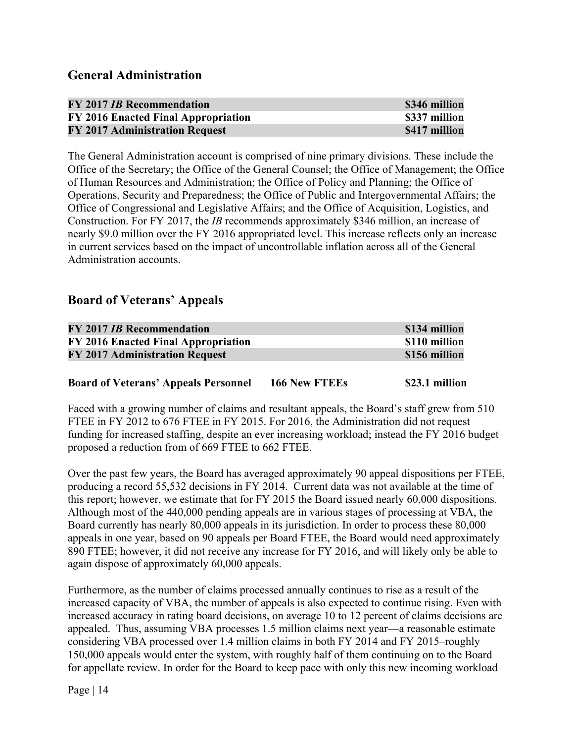## General Administration

| | |
|---|---|
| **FY 2017 *IB* Recommendation** | **\$346 million** |
| **FY 2016 Enacted Final Appropriation** | **\$337 million** |
| **FY 2017 Administration Request** | **\$417 million** |

The General Administration account is comprised of nine primary divisions. These include the Office of the Secretary; the Office of the General Counsel; the Office of Management; the Office of Human Resources and Administration; the Office of Policy and Planning; the Office of Operations, Security and Preparedness; the Office of Public and Intergovernmental Affairs; the Office of Congressional and Legislative Affairs; and the Office of Acquisition, Logistics, and Construction. For FY 2017, the *IB* recommends approximately \$346 million, an increase of nearly \$9.0 million over the FY 2016 appropriated level. This increase reflects only an increase in current services based on the impact of uncontrollable inflation across all of the General Administration accounts.

## Board of Veterans' Appeals

| | |
|---|---|
| **FY 2017 *IB* Recommendation** | **\$134 million** |
| **FY 2016 Enacted Final Appropriation** | **\$110 million** |
| **FY 2017 Administration Request** | **\$156 million** |

| | | |
|---|---|---|
| **Board of Veterans' Appeals Personnel** | **166 New FTEEs** | **\$23.1 million** |

Faced with a growing number of claims and resultant appeals, the Board's staff grew from 510 FTEE in FY 2012 to 676 FTEE in FY 2015. For 2016, the Administration did not request funding for increased staffing, despite an ever increasing workload; instead the FY 2016 budget proposed a reduction from of 669 FTEE to 662 FTEE.

Over the past few years, the Board has averaged approximately 90 appeal dispositions per FTEE, producing a record 55,532 decisions in FY 2014. Current data was not available at the time of this report; however, we estimate that for FY 2015 the Board issued nearly 60,000 dispositions. Although most of the 440,000 pending appeals are in various stages of processing at VBA, the Board currently has nearly 80,000 appeals in its jurisdiction. In order to process these 80,000 appeals in one year, based on 90 appeals per Board FTEE, the Board would need approximately 890 FTEE; however, it did not receive any increase for FY 2016, and will likely only be able to again dispose of approximately 60,000 appeals.

Furthermore, as the number of claims processed annually continues to rise as a result of the increased capacity of VBA, the number of appeals is also expected to continue rising. Even with increased accuracy in rating board decisions, on average 10 to 12 percent of claims decisions are appealed. Thus, assuming VBA processes 1.5 million claims next year—a reasonable estimate considering VBA processed over 1.4 million claims in both FY 2014 and FY 2015–roughly 150,000 appeals would enter the system, with roughly half of them continuing on to the Board for appellate review. In order for the Board to keep pace with only this new incoming workload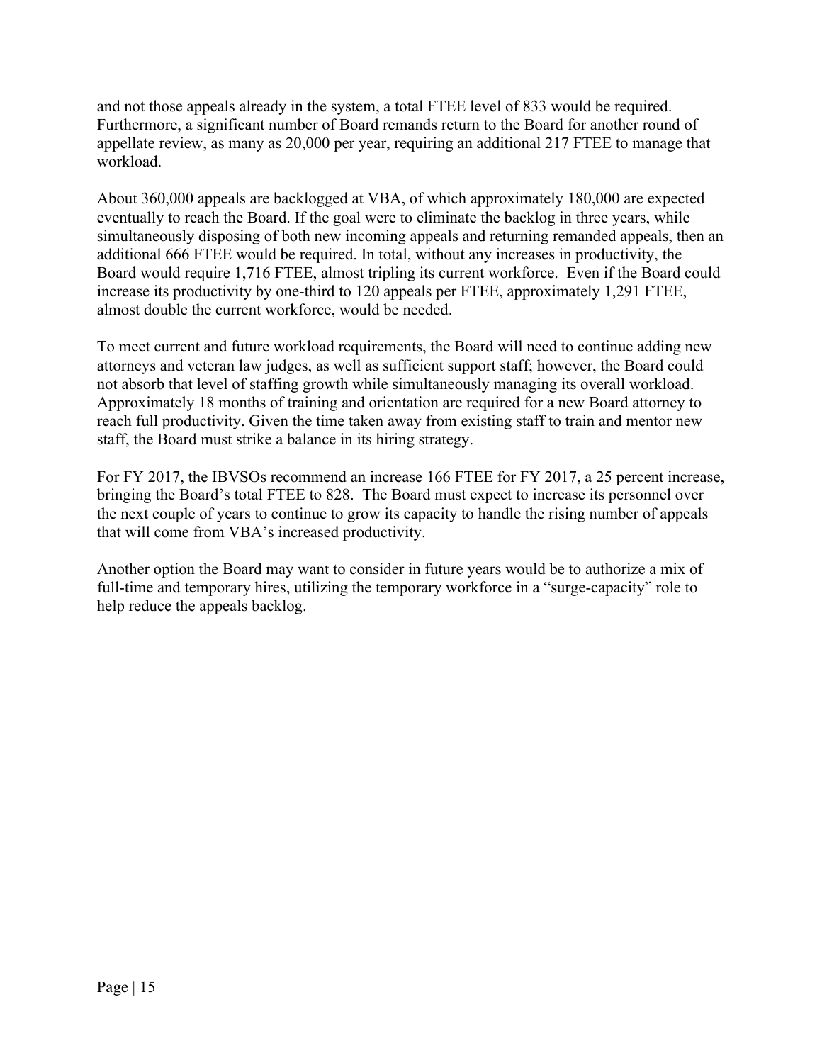and not those appeals already in the system, a total FTEE level of 833 would be required. Furthermore, a significant number of Board remands return to the Board for another round of appellate review, as many as 20,000 per year, requiring an additional 217 FTEE to manage that workload.

About 360,000 appeals are backlogged at VBA, of which approximately 180,000 are expected eventually to reach the Board. If the goal were to eliminate the backlog in three years, while simultaneously disposing of both new incoming appeals and returning remanded appeals, then an additional 666 FTEE would be required. In total, without any increases in productivity, the Board would require 1,716 FTEE, almost tripling its current workforce. Even if the Board could increase its productivity by one-third to 120 appeals per FTEE, approximately 1,291 FTEE, almost double the current workforce, would be needed.

To meet current and future workload requirements, the Board will need to continue adding new attorneys and veteran law judges, as well as sufficient support staff; however, the Board could not absorb that level of staffing growth while simultaneously managing its overall workload. Approximately 18 months of training and orientation are required for a new Board attorney to reach full productivity. Given the time taken away from existing staff to train and mentor new staff, the Board must strike a balance in its hiring strategy.

For FY 2017, the IBVSOs recommend an increase 166 FTEE for FY 2017, a 25 percent increase, bringing the Board's total FTEE to 828. The Board must expect to increase its personnel over the next couple of years to continue to grow its capacity to handle the rising number of appeals that will come from VBA's increased productivity.

Another option the Board may want to consider in future years would be to authorize a mix of full-time and temporary hires, utilizing the temporary workforce in a "surge-capacity" role to help reduce the appeals backlog.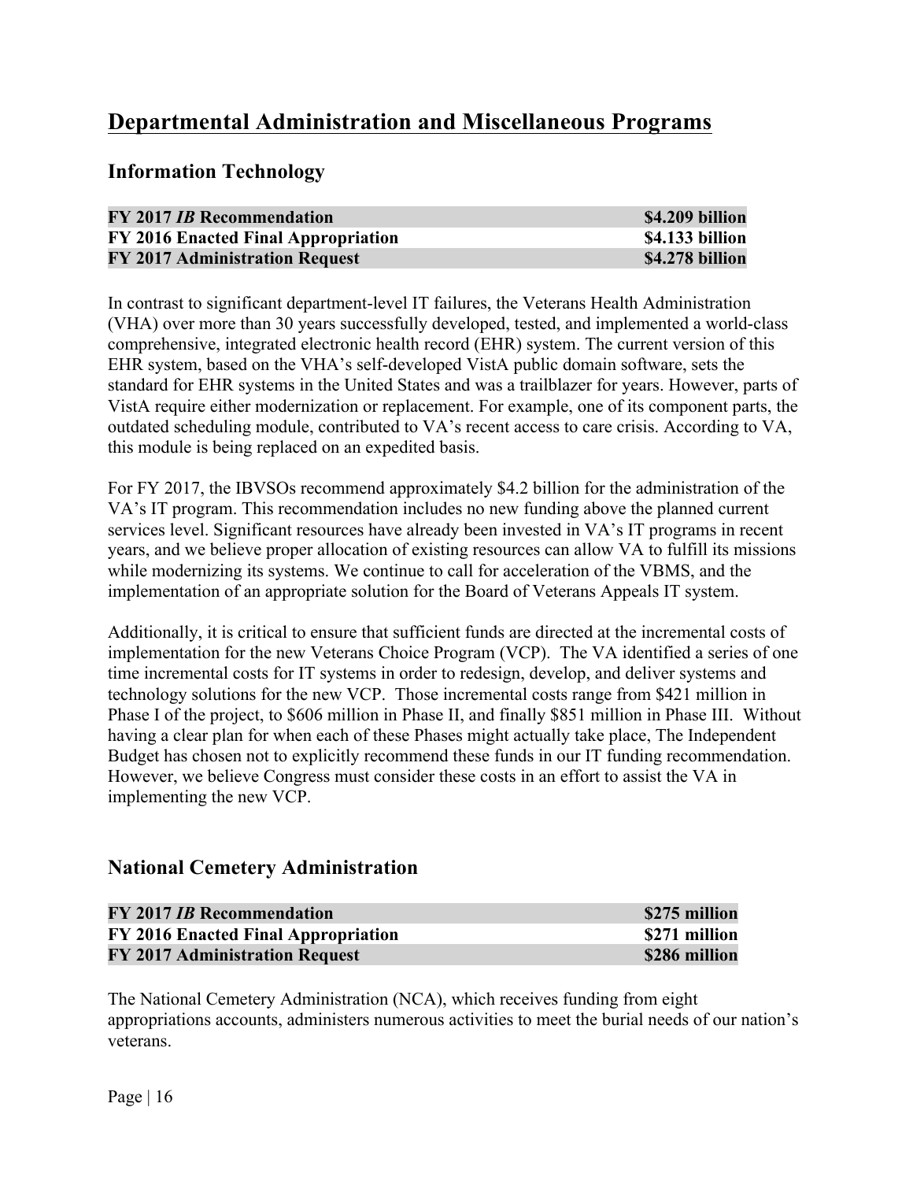# Departmental Administration and Miscellaneous Programs

## Information Technology

| | |
|---|---|
| **FY 2017 *IB* Recommendation** | **$4.209 billion** |
| **FY 2016 Enacted Final Appropriation** | **$4.133 billion** |
| **FY 2017 Administration Request** | **$4.278 billion** |

In contrast to significant department-level IT failures, the Veterans Health Administration (VHA) over more than 30 years successfully developed, tested, and implemented a world-class comprehensive, integrated electronic health record (EHR) system. The current version of this EHR system, based on the VHA's self-developed VistA public domain software, sets the standard for EHR systems in the United States and was a trailblazer for years. However, parts of VistA require either modernization or replacement. For example, one of its component parts, the outdated scheduling module, contributed to VA's recent access to care crisis. According to VA, this module is being replaced on an expedited basis.

For FY 2017, the IBVSOs recommend approximately $4.2 billion for the administration of the VA's IT program. This recommendation includes no new funding above the planned current services level. Significant resources have already been invested in VA's IT programs in recent years, and we believe proper allocation of existing resources can allow VA to fulfill its missions while modernizing its systems. We continue to call for acceleration of the VBMS, and the implementation of an appropriate solution for the Board of Veterans Appeals IT system.

Additionally, it is critical to ensure that sufficient funds are directed at the incremental costs of implementation for the new Veterans Choice Program (VCP). The VA identified a series of one time incremental costs for IT systems in order to redesign, develop, and deliver systems and technology solutions for the new VCP. Those incremental costs range from $421 million in Phase I of the project, to $606 million in Phase II, and finally $851 million in Phase III. Without having a clear plan for when each of these Phases might actually take place, The Independent Budget has chosen not to explicitly recommend these funds in our IT funding recommendation. However, we believe Congress must consider these costs in an effort to assist the VA in implementing the new VCP.

## National Cemetery Administration

| | |
|---|---|
| **FY 2017 *IB* Recommendation** | **$275 million** |
| **FY 2016 Enacted Final Appropriation** | **$271 million** |
| **FY 2017 Administration Request** | **$286 million** |

The National Cemetery Administration (NCA), which receives funding from eight appropriations accounts, administers numerous activities to meet the burial needs of our nation's veterans.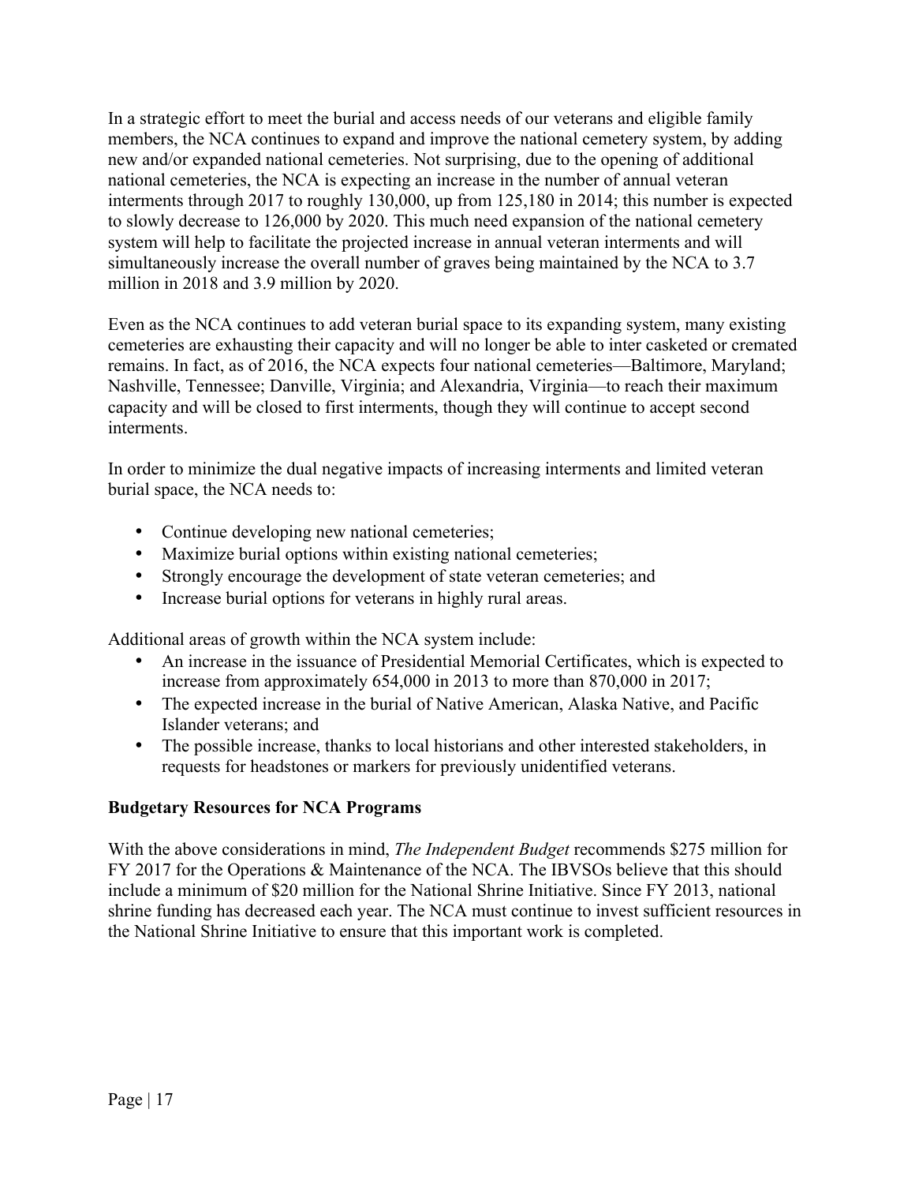In a strategic effort to meet the burial and access needs of our veterans and eligible family members, the NCA continues to expand and improve the national cemetery system, by adding new and/or expanded national cemeteries. Not surprising, due to the opening of additional national cemeteries, the NCA is expecting an increase in the number of annual veteran interments through 2017 to roughly 130,000, up from 125,180 in 2014; this number is expected to slowly decrease to 126,000 by 2020. This much need expansion of the national cemetery system will help to facilitate the projected increase in annual veteran interments and will simultaneously increase the overall number of graves being maintained by the NCA to 3.7 million in 2018 and 3.9 million by 2020.

Even as the NCA continues to add veteran burial space to its expanding system, many existing cemeteries are exhausting their capacity and will no longer be able to inter casketed or cremated remains. In fact, as of 2016, the NCA expects four national cemeteries—Baltimore, Maryland; Nashville, Tennessee; Danville, Virginia; and Alexandria, Virginia—to reach their maximum capacity and will be closed to first interments, though they will continue to accept second interments.

In order to minimize the dual negative impacts of increasing interments and limited veteran burial space, the NCA needs to:

- Continue developing new national cemeteries;
- Maximize burial options within existing national cemeteries;
- Strongly encourage the development of state veteran cemeteries; and
- Increase burial options for veterans in highly rural areas.

Additional areas of growth within the NCA system include:

- An increase in the issuance of Presidential Memorial Certificates, which is expected to increase from approximately 654,000 in 2013 to more than 870,000 in 2017;
- The expected increase in the burial of Native American, Alaska Native, and Pacific Islander veterans; and
- The possible increase, thanks to local historians and other interested stakeholders, in requests for headstones or markers for previously unidentified veterans.

**Budgetary Resources for NCA Programs**

With the above considerations in mind, *The Independent Budget* recommends $275 million for FY 2017 for the Operations & Maintenance of the NCA. The IBVSOs believe that this should include a minimum of $20 million for the National Shrine Initiative. Since FY 2013, national shrine funding has decreased each year. The NCA must continue to invest sufficient resources in the National Shrine Initiative to ensure that this important work is completed.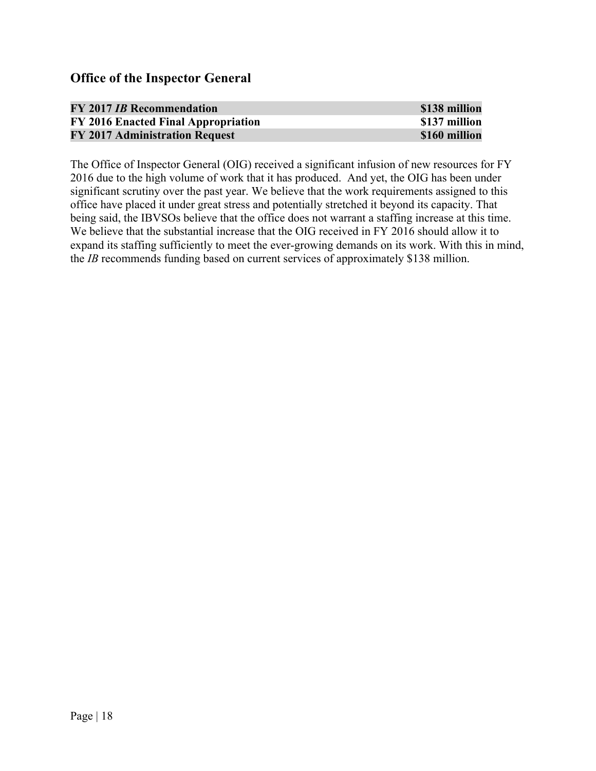## Office of the Inspector General

| | |
|---|---|
| **FY 2017 *IB* Recommendation** | **$138 million** |
| **FY 2016 Enacted Final Appropriation** | **$137 million** |
| **FY 2017 Administration Request** | **$160 million** |

The Office of Inspector General (OIG) received a significant infusion of new resources for FY 2016 due to the high volume of work that it has produced. And yet, the OIG has been under significant scrutiny over the past year. We believe that the work requirements assigned to this office have placed it under great stress and potentially stretched it beyond its capacity. That being said, the IBVSOs believe that the office does not warrant a staffing increase at this time. We believe that the substantial increase that the OIG received in FY 2016 should allow it to expand its staffing sufficiently to meet the ever-growing demands on its work. With this in mind, the *IB* recommends funding based on current services of approximately $138 million.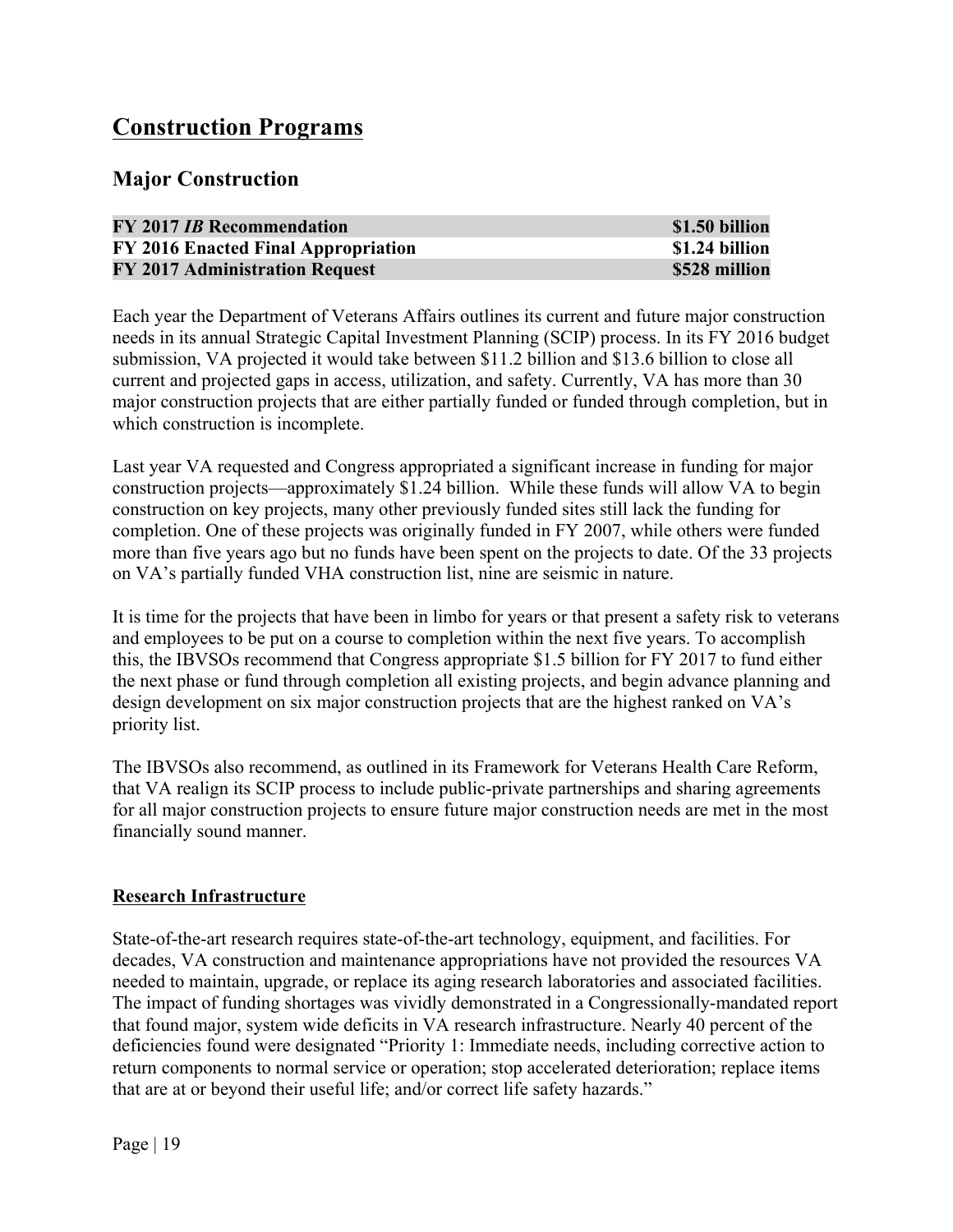# Construction Programs

## Major Construction

| | |
|---|---|
| **FY 2017 *IB* Recommendation** | **$1.50 billion** |
| **FY 2016 Enacted Final Appropriation** | **$1.24 billion** |
| **FY 2017 Administration Request** | **$528 million** |

Each year the Department of Veterans Affairs outlines its current and future major construction needs in its annual Strategic Capital Investment Planning (SCIP) process. In its FY 2016 budget submission, VA projected it would take between $11.2 billion and $13.6 billion to close all current and projected gaps in access, utilization, and safety. Currently, VA has more than 30 major construction projects that are either partially funded or funded through completion, but in which construction is incomplete.

Last year VA requested and Congress appropriated a significant increase in funding for major construction projects—approximately $1.24 billion. While these funds will allow VA to begin construction on key projects, many other previously funded sites still lack the funding for completion. One of these projects was originally funded in FY 2007, while others were funded more than five years ago but no funds have been spent on the projects to date. Of the 33 projects on VA's partially funded VHA construction list, nine are seismic in nature.

It is time for the projects that have been in limbo for years or that present a safety risk to veterans and employees to be put on a course to completion within the next five years. To accomplish this, the IBVSOs recommend that Congress appropriate $1.5 billion for FY 2017 to fund either the next phase or fund through completion all existing projects, and begin advance planning and design development on six major construction projects that are the highest ranked on VA's priority list.

The IBVSOs also recommend, as outlined in its Framework for Veterans Health Care Reform, that VA realign its SCIP process to include public-private partnerships and sharing agreements for all major construction projects to ensure future major construction needs are met in the most financially sound manner.

### Research Infrastructure

State-of-the-art research requires state-of-the-art technology, equipment, and facilities. For decades, VA construction and maintenance appropriations have not provided the resources VA needed to maintain, upgrade, or replace its aging research laboratories and associated facilities. The impact of funding shortages was vividly demonstrated in a Congressionally-mandated report that found major, system wide deficits in VA research infrastructure. Nearly 40 percent of the deficiencies found were designated "Priority 1: Immediate needs, including corrective action to return components to normal service or operation; stop accelerated deterioration; replace items that are at or beyond their useful life; and/or correct life safety hazards."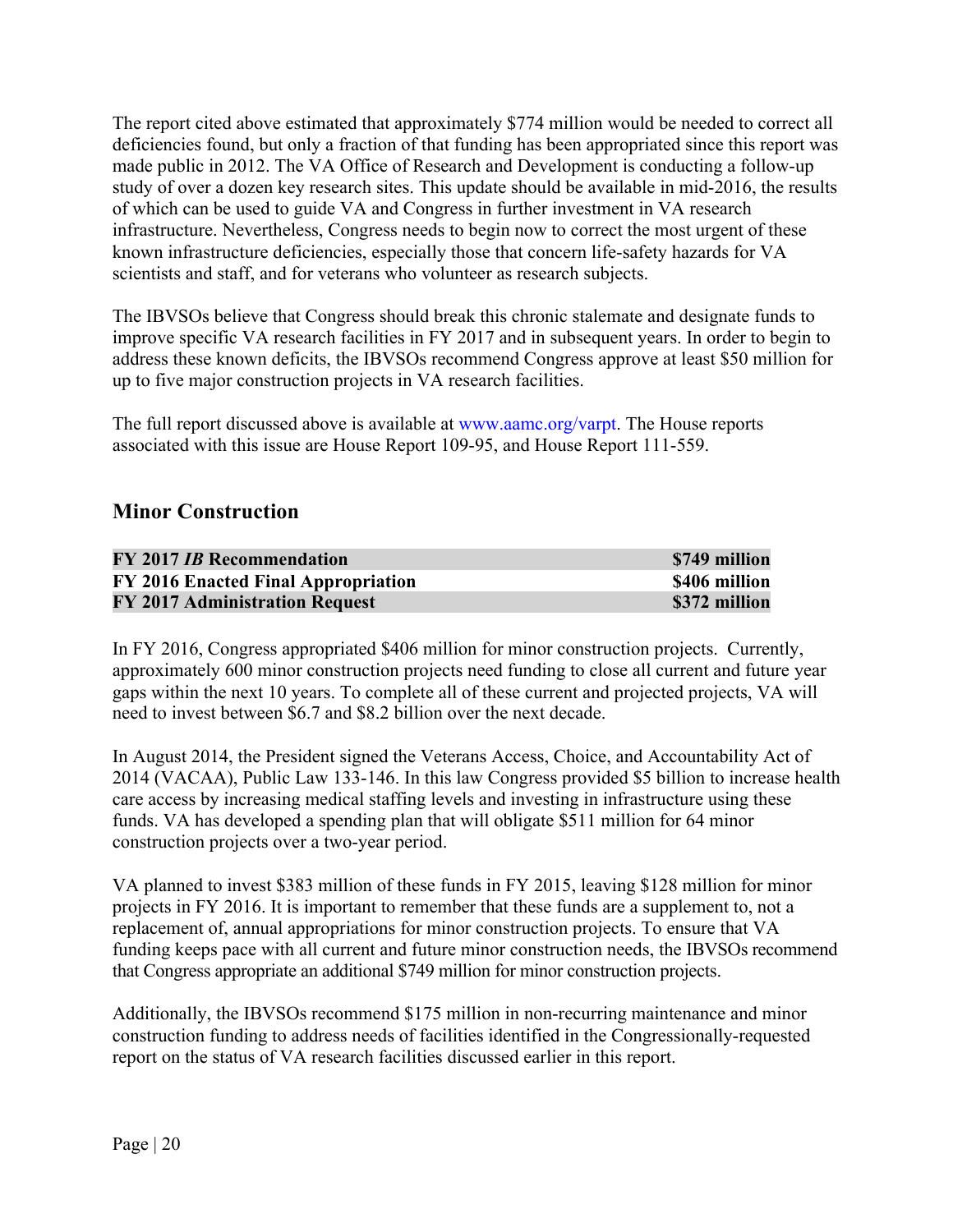The report cited above estimated that approximately $774 million would be needed to correct all deficiencies found, but only a fraction of that funding has been appropriated since this report was made public in 2012. The VA Office of Research and Development is conducting a follow-up study of over a dozen key research sites. This update should be available in mid-2016, the results of which can be used to guide VA and Congress in further investment in VA research infrastructure. Nevertheless, Congress needs to begin now to correct the most urgent of these known infrastructure deficiencies, especially those that concern life-safety hazards for VA scientists and staff, and for veterans who volunteer as research subjects.

The IBVSOs believe that Congress should break this chronic stalemate and designate funds to improve specific VA research facilities in FY 2017 and in subsequent years. In order to begin to address these known deficits, the IBVSOs recommend Congress approve at least $50 million for up to five major construction projects in VA research facilities.

The full report discussed above is available at www.aamc.org/varpt. The House reports associated with this issue are House Report 109-95, and House Report 111-559.

## Minor Construction

| **FY 2017 *IB* Recommendation** | **$749 million** |
|---|---|
| **FY 2016 Enacted Final Appropriation** | **$406 million** |
| **FY 2017 Administration Request** | **$372 million** |

In FY 2016, Congress appropriated $406 million for minor construction projects. Currently, approximately 600 minor construction projects need funding to close all current and future year gaps within the next 10 years. To complete all of these current and projected projects, VA will need to invest between $6.7 and $8.2 billion over the next decade.

In August 2014, the President signed the Veterans Access, Choice, and Accountability Act of 2014 (VACAA), Public Law 133-146. In this law Congress provided $5 billion to increase health care access by increasing medical staffing levels and investing in infrastructure using these funds. VA has developed a spending plan that will obligate $511 million for 64 minor construction projects over a two-year period.

VA planned to invest $383 million of these funds in FY 2015, leaving $128 million for minor projects in FY 2016. It is important to remember that these funds are a supplement to, not a replacement of, annual appropriations for minor construction projects. To ensure that VA funding keeps pace with all current and future minor construction needs, the IBVSOs recommend that Congress appropriate an additional $749 million for minor construction projects.

Additionally, the IBVSOs recommend $175 million in non-recurring maintenance and minor construction funding to address needs of facilities identified in the Congressionally-requested report on the status of VA research facilities discussed earlier in this report.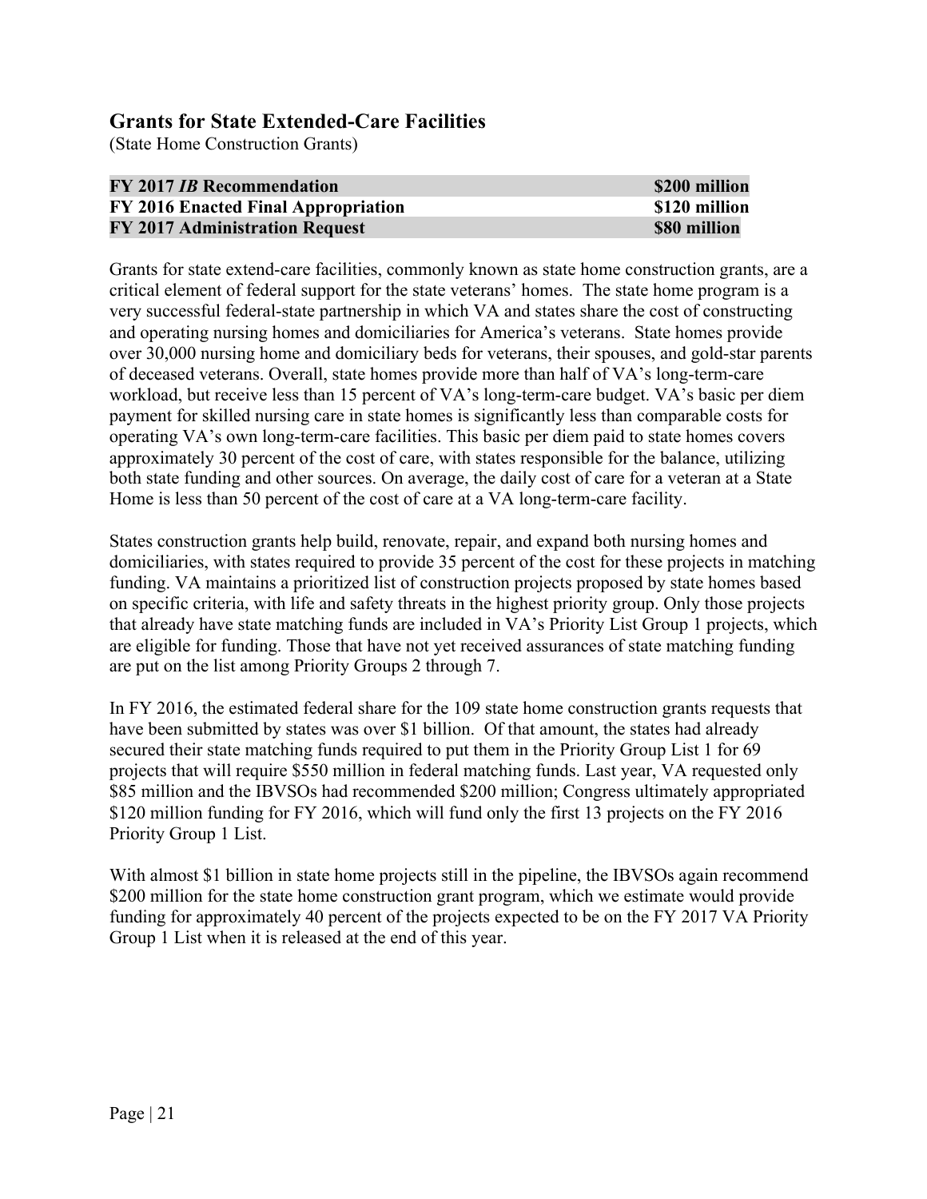## Grants for State Extended-Care Facilities

(State Home Construction Grants)

| **FY 2017 *IB* Recommendation** | **\$200 million** |
|---|---|
| **FY 2016 Enacted Final Appropriation** | **\$120 million** |
| **FY 2017 Administration Request** | **\$80 million** |

Grants for state extend-care facilities, commonly known as state home construction grants, are a critical element of federal support for the state veterans' homes. The state home program is a very successful federal-state partnership in which VA and states share the cost of constructing and operating nursing homes and domiciliaries for America's veterans. State homes provide over 30,000 nursing home and domiciliary beds for veterans, their spouses, and gold-star parents of deceased veterans. Overall, state homes provide more than half of VA's long-term-care workload, but receive less than 15 percent of VA's long-term-care budget. VA's basic per diem payment for skilled nursing care in state homes is significantly less than comparable costs for operating VA's own long-term-care facilities. This basic per diem paid to state homes covers approximately 30 percent of the cost of care, with states responsible for the balance, utilizing both state funding and other sources. On average, the daily cost of care for a veteran at a State Home is less than 50 percent of the cost of care at a VA long-term-care facility.

States construction grants help build, renovate, repair, and expand both nursing homes and domiciliaries, with states required to provide 35 percent of the cost for these projects in matching funding. VA maintains a prioritized list of construction projects proposed by state homes based on specific criteria, with life and safety threats in the highest priority group. Only those projects that already have state matching funds are included in VA's Priority List Group 1 projects, which are eligible for funding. Those that have not yet received assurances of state matching funding are put on the list among Priority Groups 2 through 7.

In FY 2016, the estimated federal share for the 109 state home construction grants requests that have been submitted by states was over \$1 billion. Of that amount, the states had already secured their state matching funds required to put them in the Priority Group List 1 for 69 projects that will require \$550 million in federal matching funds. Last year, VA requested only \$85 million and the IBVSOs had recommended \$200 million; Congress ultimately appropriated \$120 million funding for FY 2016, which will fund only the first 13 projects on the FY 2016 Priority Group 1 List.

With almost \$1 billion in state home projects still in the pipeline, the IBVSOs again recommend \$200 million for the state home construction grant program, which we estimate would provide funding for approximately 40 percent of the projects expected to be on the FY 2017 VA Priority Group 1 List when it is released at the end of this year.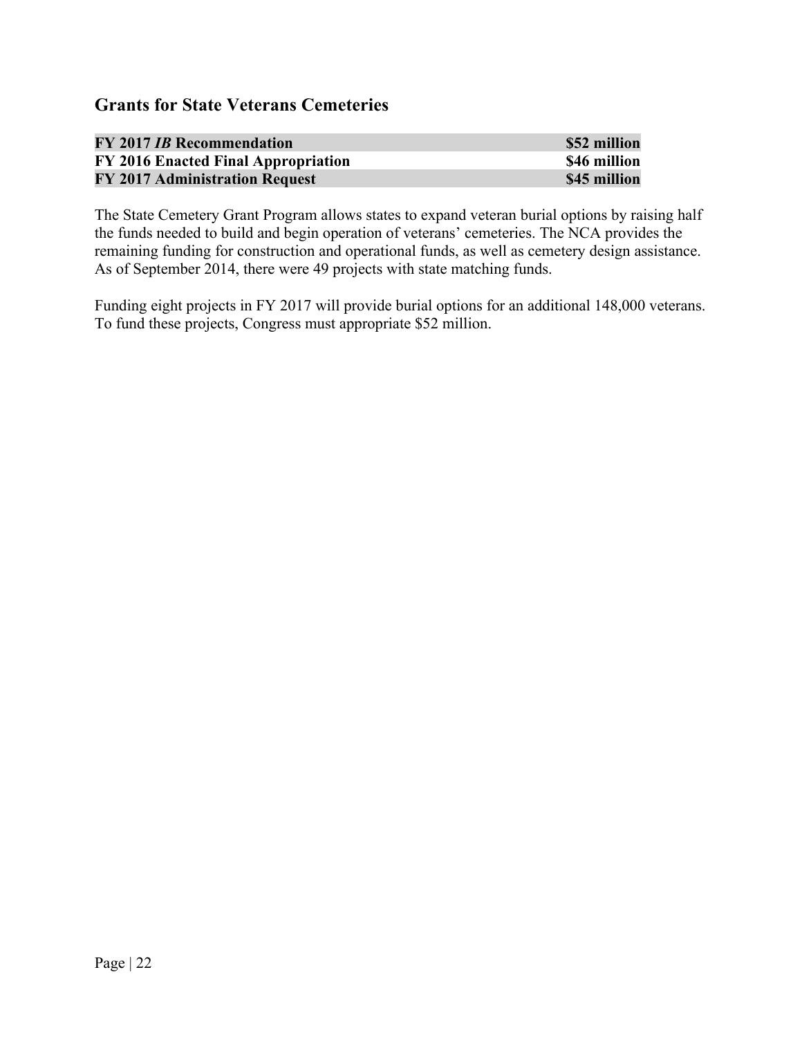## Grants for State Veterans Cemeteries

| | |
|---|---|
| **FY 2017 *IB* Recommendation** | **$52 million** |
| **FY 2016 Enacted Final Appropriation** | **$46 million** |
| **FY 2017 Administration Request** | **$45 million** |

The State Cemetery Grant Program allows states to expand veteran burial options by raising half the funds needed to build and begin operation of veterans' cemeteries. The NCA provides the remaining funding for construction and operational funds, as well as cemetery design assistance. As of September 2014, there were 49 projects with state matching funds.

Funding eight projects in FY 2017 will provide burial options for an additional 148,000 veterans. To fund these projects, Congress must appropriate $52 million.